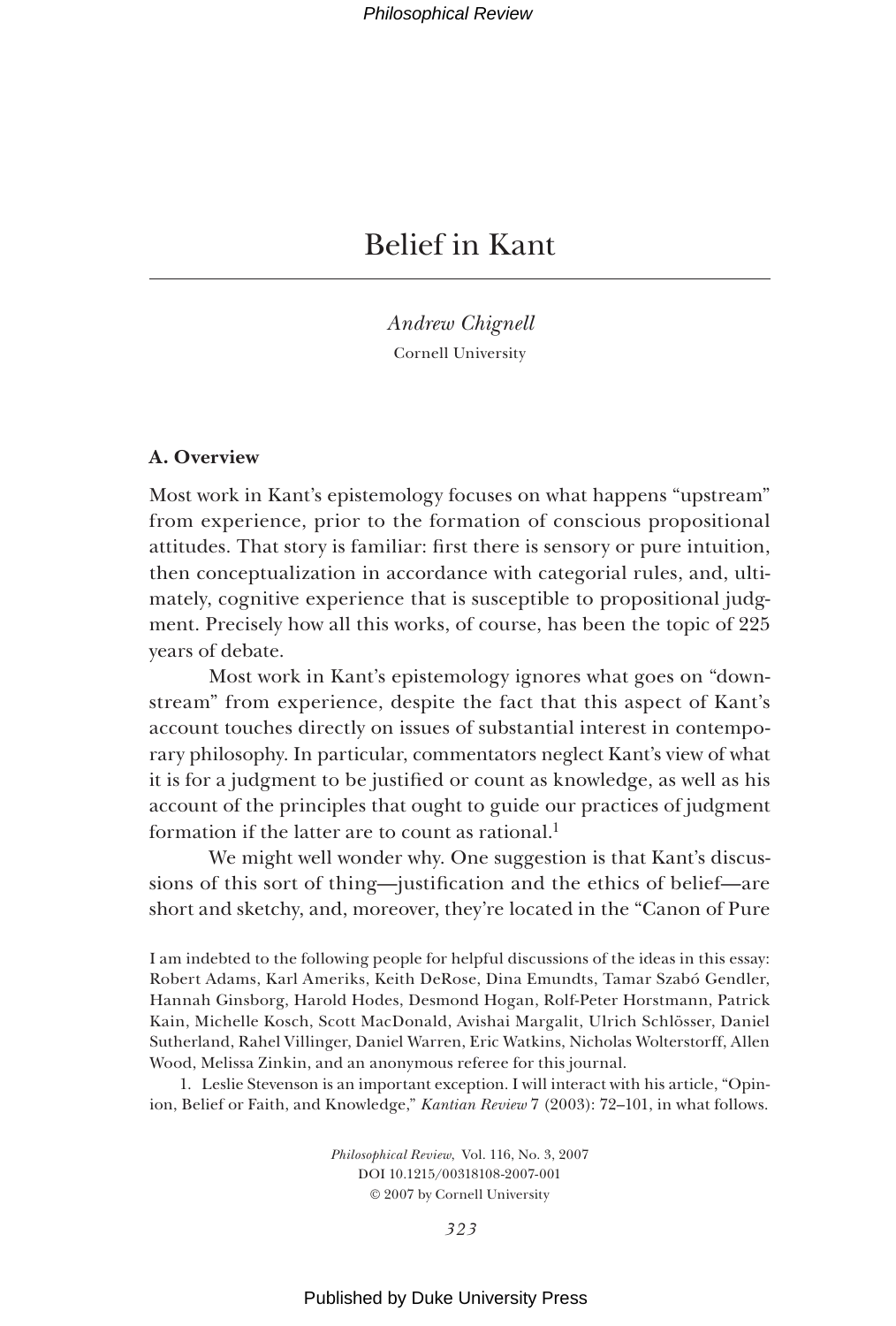# Belief in Kant

*Andrew Chignell*
Cornell University

## A. Overview

Most work in Kant's epistemology focuses on what happens "upstream" from experience, prior to the formation of conscious propositional attitudes. That story is familiar: first there is sensory or pure intuition, then conceptualization in accordance with categorial rules, and, ultimately, cognitive experience that is susceptible to propositional judgment. Precisely how all this works, of course, has been the topic of 225 years of debate.

Most work in Kant's epistemology ignores what goes on "downstream" from experience, despite the fact that this aspect of Kant's account touches directly on issues of substantial interest in contemporary philosophy. In particular, commentators neglect Kant's view of what it is for a judgment to be justified or count as knowledge, as well as his account of the principles that ought to guide our practices of judgment formation if the latter are to count as rational.[1]

We might well wonder why. One suggestion is that Kant's discussions of this sort of thing—justification and the ethics of belief—are short and sketchy, and, moreover, they're located in the "Canon of Pure

I am indebted to the following people for helpful discussions of the ideas in this essay: Robert Adams, Karl Ameriks, Keith DeRose, Dina Emundts, Tamar Szabó Gendler, Hannah Ginsborg, Harold Hodes, Desmond Hogan, Rolf-Peter Horstmann, Patrick Kain, Michelle Kosch, Scott MacDonald, Avishai Margalit, Ulrich Schlösser, Daniel Sutherland, Rahel Villinger, Daniel Warren, Eric Watkins, Nicholas Wolterstorff, Allen Wood, Melissa Zinkin, and an anonymous referee for this journal.

1. Leslie Stevenson is an important exception. I will interact with his article, "Opinion, Belief or Faith, and Knowledge," *Kantian Review* 7 (2003): 72–101, in what follows.

*Philosophical Review,* Vol. 116, No. 3, 2007
DOI 10.1215/00318108-2007-001
© 2007 by Cornell University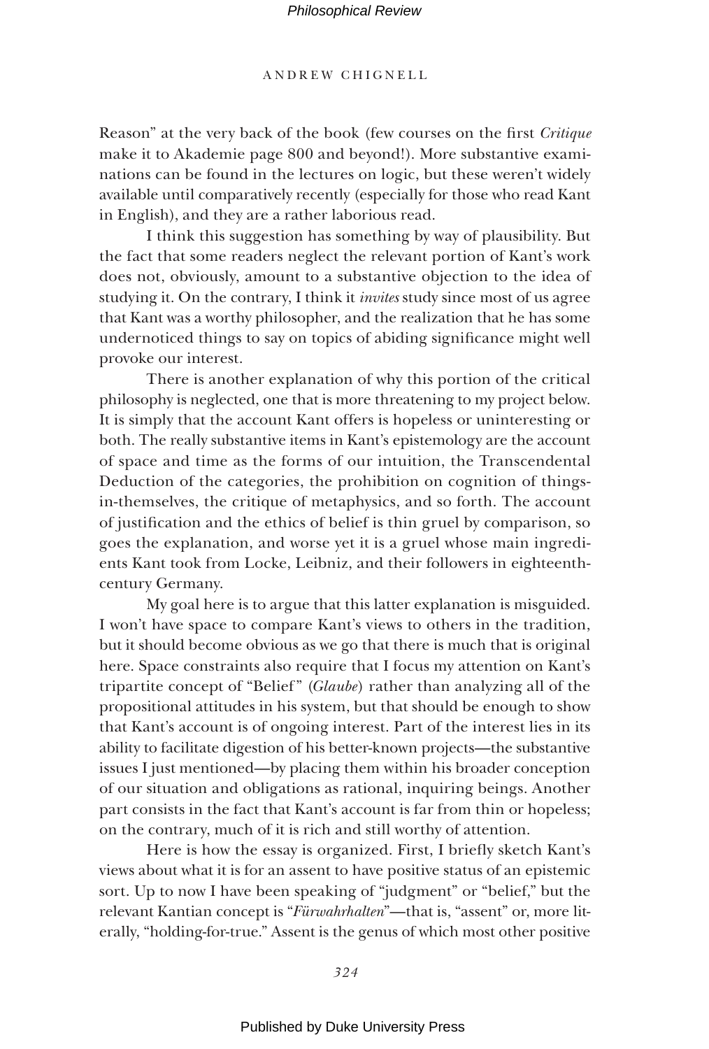Reason" at the very back of the book (few courses on the first *Critique* make it to Akademie page 800 and beyond!). More substantive examinations can be found in the lectures on logic, but these weren't widely available until comparatively recently (especially for those who read Kant in English), and they are a rather laborious read.

I think this suggestion has something by way of plausibility. But the fact that some readers neglect the relevant portion of Kant's work does not, obviously, amount to a substantive objection to the idea of studying it. On the contrary, I think it *invites* study since most of us agree that Kant was a worthy philosopher, and the realization that he has some undernoticed things to say on topics of abiding significance might well provoke our interest.

There is another explanation of why this portion of the critical philosophy is neglected, one that is more threatening to my project below. It is simply that the account Kant offers is hopeless or uninteresting or both. The really substantive items in Kant's epistemology are the account of space and time as the forms of our intuition, the Transcendental Deduction of the categories, the prohibition on cognition of things-in-themselves, the critique of metaphysics, and so forth. The account of justification and the ethics of belief is thin gruel by comparison, so goes the explanation, and worse yet it is a gruel whose main ingredients Kant took from Locke, Leibniz, and their followers in eighteenth-century Germany.

My goal here is to argue that this latter explanation is misguided. I won't have space to compare Kant's views to others in the tradition, but it should become obvious as we go that there is much that is original here. Space constraints also require that I focus my attention on Kant's tripartite concept of "Belief" (*Glaube*) rather than analyzing all of the propositional attitudes in his system, but that should be enough to show that Kant's account is of ongoing interest. Part of the interest lies in its ability to facilitate digestion of his better-known projects—the substantive issues I just mentioned—by placing them within his broader conception of our situation and obligations as rational, inquiring beings. Another part consists in the fact that Kant's account is far from thin or hopeless; on the contrary, much of it is rich and still worthy of attention.

Here is how the essay is organized. First, I briefly sketch Kant's views about what it is for an assent to have positive status of an epistemic sort. Up to now I have been speaking of "judgment" or "belief," but the relevant Kantian concept is "*Fürwahrhalten*"—that is, "assent" or, more literally, "holding-for-true." Assent is the genus of which most other positive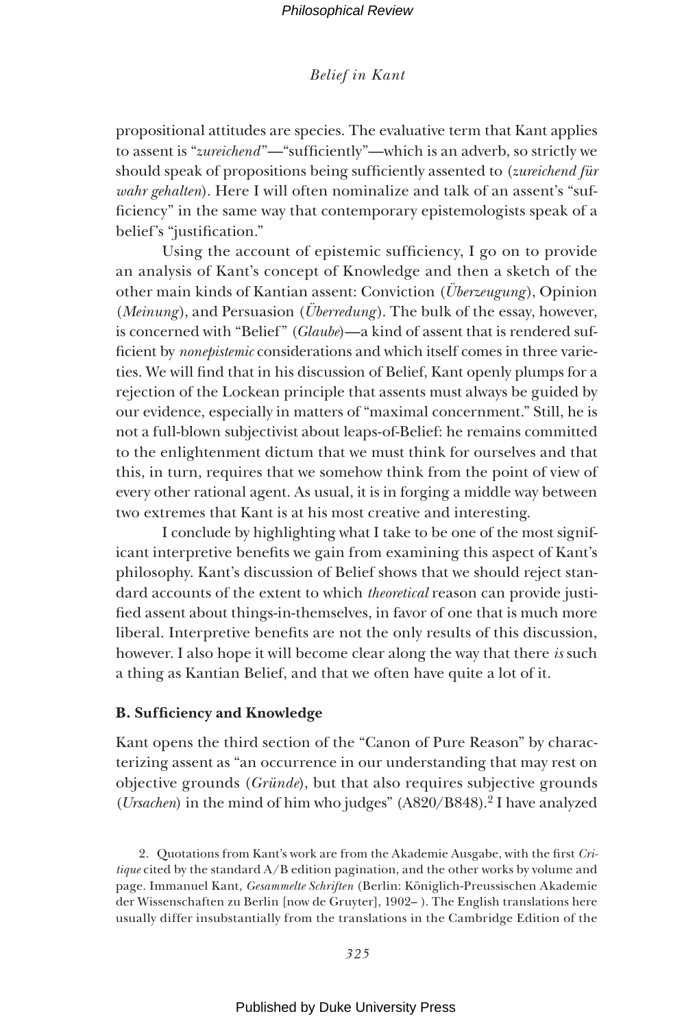propositional attitudes are species. The evaluative term that Kant applies to assent is "*zureichend*"—"sufficiently"—which is an adverb, so strictly we should speak of propositions being sufficiently assented to (*zureichend für wahr gehalten*). Here I will often nominalize and talk of an assent's "sufficiency" in the same way that contemporary epistemologists speak of a belief's "justification."

Using the account of epistemic sufficiency, I go on to provide an analysis of Kant's concept of Knowledge and then a sketch of the other main kinds of Kantian assent: Conviction (*Überzeugung*), Opinion (*Meinung*), and Persuasion (*Überredung*). The bulk of the essay, however, is concerned with "Belief" (*Glaube*)—a kind of assent that is rendered sufficient by *nonepistemic* considerations and which itself comes in three varieties. We will find that in his discussion of Belief, Kant openly plumps for a rejection of the Lockean principle that assents must always be guided by our evidence, especially in matters of "maximal concernment." Still, he is not a full-blown subjectivist about leaps-of-Belief: he remains committed to the enlightenment dictum that we must think for ourselves and that this, in turn, requires that we somehow think from the point of view of every other rational agent. As usual, it is in forging a middle way between two extremes that Kant is at his most creative and interesting.

I conclude by highlighting what I take to be one of the most significant interpretive benefits we gain from examining this aspect of Kant's philosophy. Kant's discussion of Belief shows that we should reject standard accounts of the extent to which *theoretical* reason can provide justified assent about things-in-themselves, in favor of one that is much more liberal. Interpretive benefits are not the only results of this discussion, however. I also hope it will become clear along the way that there *is* such a thing as Kantian Belief, and that we often have quite a lot of it.

## B. Sufficiency and Knowledge

Kant opens the third section of the "Canon of Pure Reason" by characterizing assent as "an occurrence in our understanding that may rest on objective grounds (*Gründe*), but that also requires subjective grounds (*Ursachen*) in the mind of him who judges" (A820/B848).[2] I have analyzed

2. Quotations from Kant's work are from the Akademie Ausgabe, with the first *Critique* cited by the standard A/B edition pagination, and the other works by volume and page. Immanuel Kant, *Gesammelte Schriften* (Berlin: Königlich-Preussischen Akademie der Wissenschaften zu Berlin [now de Gruyter], 1902– ). The English translations here usually differ insubstantially from the translations in the Cambridge Edition of the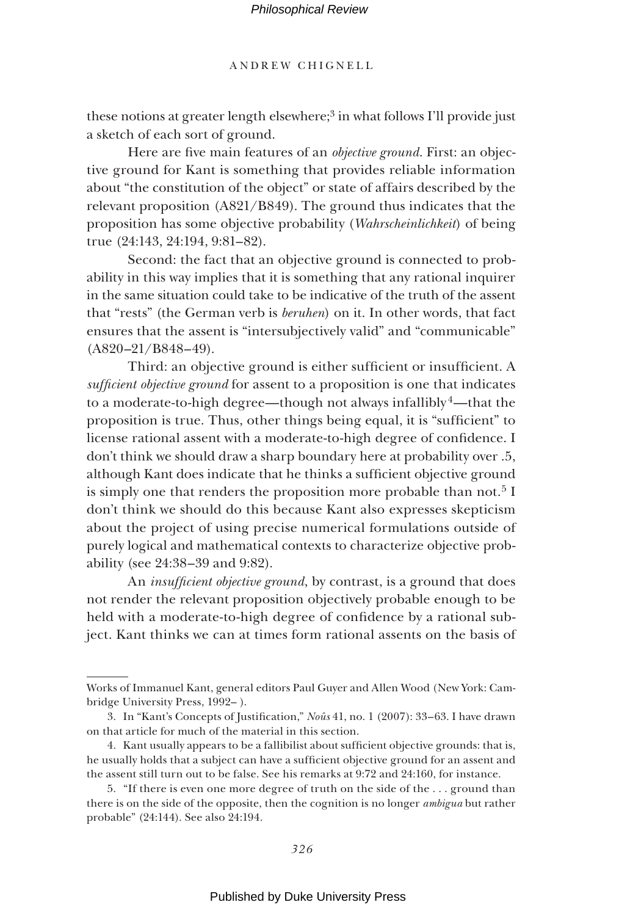these notions at greater length elsewhere;[3] in what follows I'll provide just a sketch of each sort of ground.

Here are five main features of an *objective ground*. First: an objective ground for Kant is something that provides reliable information about "the constitution of the object" or state of affairs described by the relevant proposition (A821/B849). The ground thus indicates that the proposition has some objective probability (*Wahrscheinlichkeit*) of being true (24:143, 24:194, 9:81–82).

Second: the fact that an objective ground is connected to probability in this way implies that it is something that any rational inquirer in the same situation could take to be indicative of the truth of the assent that "rests" (the German verb is *beruhen*) on it. In other words, that fact ensures that the assent is "intersubjectively valid" and "communicable" (A820–21/B848–49).

Third: an objective ground is either sufficient or insufficient. A *sufficient objective ground* for assent to a proposition is one that indicates to a moderate-to-high degree—though not always infallibly[4]—that the proposition is true. Thus, other things being equal, it is "sufficient" to license rational assent with a moderate-to-high degree of confidence. I don't think we should draw a sharp boundary here at probability over .5, although Kant does indicate that he thinks a sufficient objective ground is simply one that renders the proposition more probable than not.[5] I don't think we should do this because Kant also expresses skepticism about the project of using precise numerical formulations outside of purely logical and mathematical contexts to characterize objective probability (see 24:38–39 and 9:82).

An *insufficient objective ground*, by contrast, is a ground that does not render the relevant proposition objectively probable enough to be held with a moderate-to-high degree of confidence by a rational subject. Kant thinks we can at times form rational assents on the basis of

---

Works of Immanuel Kant, general editors Paul Guyer and Allen Wood (New York: Cambridge University Press, 1992– ).

3. In "Kant's Concepts of Justification," *Noûs* 41, no. 1 (2007): 33–63. I have drawn on that article for much of the material in this section.

4. Kant usually appears to be a fallibilist about sufficient objective grounds: that is, he usually holds that a subject can have a sufficient objective ground for an assent and the assent still turn out to be false. See his remarks at 9:72 and 24:160, for instance.

5. "If there is even one more degree of truth on the side of the . . . ground than there is on the side of the opposite, then the cognition is no longer *ambigua* but rather probable" (24:144). See also 24:194.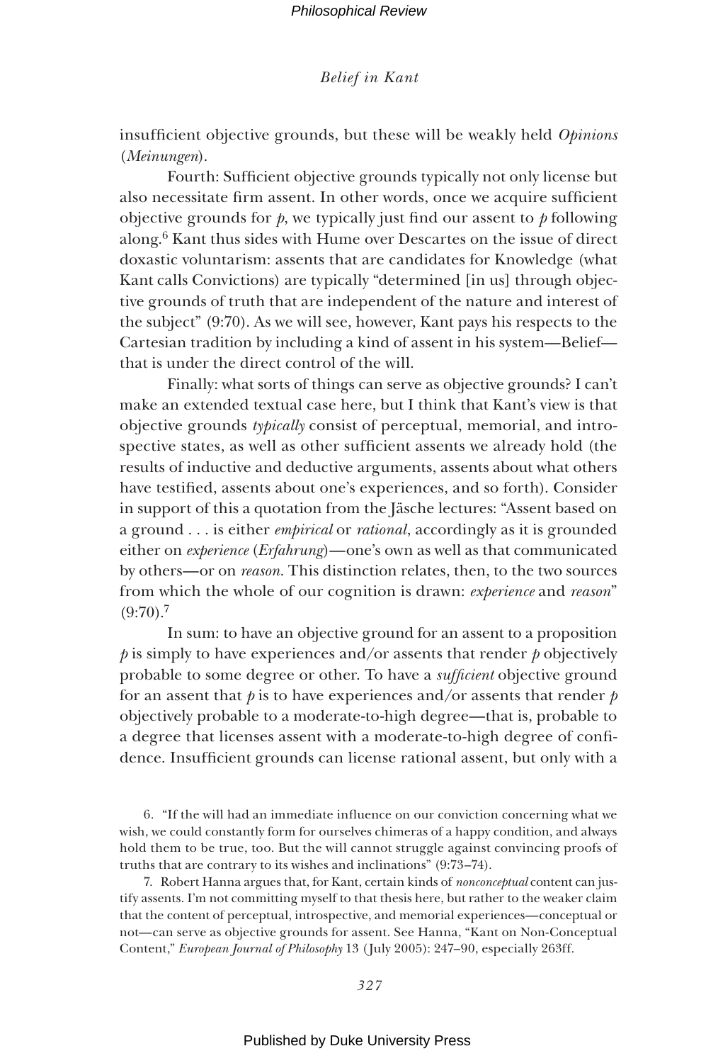insufficient objective grounds, but these will be weakly held *Opinions* (*Meinungen*).

Fourth: Sufficient objective grounds typically not only license but also necessitate firm assent. In other words, once we acquire sufficient objective grounds for *p*, we typically just find our assent to *p* following along.[6] Kant thus sides with Hume over Descartes on the issue of direct doxastic voluntarism: assents that are candidates for Knowledge (what Kant calls Convictions) are typically "determined [in us] through objective grounds of truth that are independent of the nature and interest of the subject" (9:70). As we will see, however, Kant pays his respects to the Cartesian tradition by including a kind of assent in his system—Belief—that is under the direct control of the will.

Finally: what sorts of things can serve as objective grounds? I can't make an extended textual case here, but I think that Kant's view is that objective grounds *typically* consist of perceptual, memorial, and introspective states, as well as other sufficient assents we already hold (the results of inductive and deductive arguments, assents about what others have testified, assents about one's experiences, and so forth). Consider in support of this a quotation from the Jäsche lectures: "Assent based on a ground . . . is either *empirical* or *rational*, accordingly as it is grounded either on *experience* (*Erfahrung*)—one's own as well as that communicated by others—or on *reason*. This distinction relates, then, to the two sources from which the whole of our cognition is drawn: *experience* and *reason*" (9:70).[7]

In sum: to have an objective ground for an assent to a proposition *p* is simply to have experiences and/or assents that render *p* objectively probable to some degree or other. To have a *sufficient* objective ground for an assent that *p* is to have experiences and/or assents that render *p* objectively probable to a moderate-to-high degree—that is, probable to a degree that licenses assent with a moderate-to-high degree of confidence. Insufficient grounds can license rational assent, but only with a

6. "If the will had an immediate influence on our conviction concerning what we wish, we could constantly form for ourselves chimeras of a happy condition, and always hold them to be true, too. But the will cannot struggle against convincing proofs of truths that are contrary to its wishes and inclinations" (9:73–74).

7. Robert Hanna argues that, for Kant, certain kinds of *nonconceptual* content can justify assents. I'm not committing myself to that thesis here, but rather to the weaker claim that the content of perceptual, introspective, and memorial experiences—conceptual or not—can serve as objective grounds for assent. See Hanna, "Kant on Non-Conceptual Content," *European Journal of Philosophy* 13 (July 2005): 247–90, especially 263ff.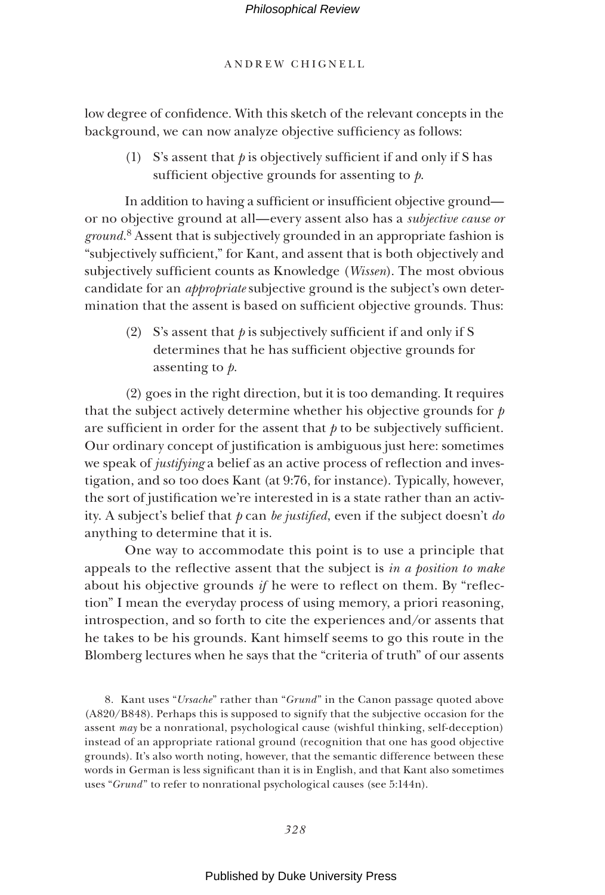low degree of confidence. With this sketch of the relevant concepts in the background, we can now analyze objective sufficiency as follows:

> (1) S's assent that *p* is objectively sufficient if and only if S has sufficient objective grounds for assenting to *p*.

In addition to having a sufficient or insufficient objective ground—or no objective ground at all—every assent also has a *subjective cause or ground*.[8] Assent that is subjectively grounded in an appropriate fashion is "subjectively sufficient," for Kant, and assent that is both objectively and subjectively sufficient counts as Knowledge (*Wissen*). The most obvious candidate for an *appropriate* subjective ground is the subject's own determination that the assent is based on sufficient objective grounds. Thus:

> (2) S's assent that *p* is subjectively sufficient if and only if S determines that he has sufficient objective grounds for assenting to *p*.

(2) goes in the right direction, but it is too demanding. It requires that the subject actively determine whether his objective grounds for *p* are sufficient in order for the assent that *p* to be subjectively sufficient. Our ordinary concept of justification is ambiguous just here: sometimes we speak of *justifying* a belief as an active process of reflection and investigation, and so too does Kant (at 9:76, for instance). Typically, however, the sort of justification we're interested in is a state rather than an activity. A subject's belief that *p* can *be justified*, even if the subject doesn't *do* anything to determine that it is.

One way to accommodate this point is to use a principle that appeals to the reflective assent that the subject is *in a position to make* about his objective grounds *if* he were to reflect on them. By "reflection" I mean the everyday process of using memory, a priori reasoning, introspection, and so forth to cite the experiences and/or assents that he takes to be his grounds. Kant himself seems to go this route in the Blomberg lectures when he says that the "criteria of truth" of our assents

8. Kant uses "*Ursache*" rather than "*Grund*" in the Canon passage quoted above (A820/B848). Perhaps this is supposed to signify that the subjective occasion for the assent *may* be a nonrational, psychological cause (wishful thinking, self-deception) instead of an appropriate rational ground (recognition that one has good objective grounds). It's also worth noting, however, that the semantic difference between these words in German is less significant than it is in English, and that Kant also sometimes uses "*Grund*" to refer to nonrational psychological causes (see 5:144n).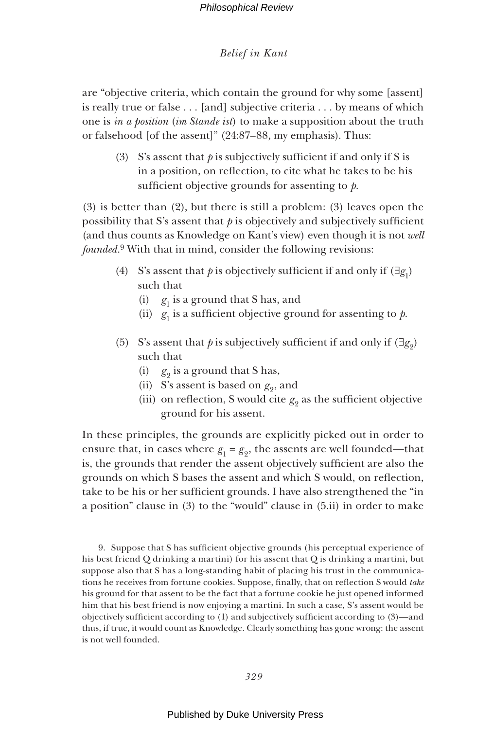are "objective criteria, which contain the ground for why some [assent] is really true or false . . . [and] subjective criteria . . . by means of which one is *in a position* (*im Stande ist*) to make a supposition about the truth or falsehood [of the assent]" (24:87–88, my emphasis). Thus:

> (3) S's assent that *p* is subjectively sufficient if and only if S is in a position, on reflection, to cite what he takes to be his sufficient objective grounds for assenting to *p*.

(3) is better than (2), but there is still a problem: (3) leaves open the possibility that S's assent that *p* is objectively and subjectively sufficient (and thus counts as Knowledge on Kant's view) even though it is not *well founded*.[9] With that in mind, consider the following revisions:

> (4) S's assent that *p* is objectively sufficient if and only if $(\exists g_1)$ such that
> (i) $g_1$ is a ground that S has, and
> (ii) $g_1$ is a sufficient objective ground for assenting to *p*.
>
> (5) S's assent that *p* is subjectively sufficient if and only if $(\exists g_2)$ such that
> (i) $g_2$ is a ground that S has,
> (ii) S's assent is based on $g_2$, and
> (iii) on reflection, S would cite $g_2$ as the sufficient objective ground for his assent.

In these principles, the grounds are explicitly picked out in order to ensure that, in cases where $g_1 = g_2$, the assents are well founded—that is, the grounds that render the assent objectively sufficient are also the grounds on which S bases the assent and which S would, on reflection, take to be his or her sufficient grounds. I have also strengthened the "in a position" clause in (3) to the "would" clause in (5.ii) in order to make

9. Suppose that S has sufficient objective grounds (his perceptual experience of his best friend Q drinking a martini) for his assent that Q is drinking a martini, but suppose also that S has a long-standing habit of placing his trust in the communications he receives from fortune cookies. Suppose, finally, that on reflection S would *take* his ground for that assent to be the fact that a fortune cookie he just opened informed him that his best friend is now enjoying a martini. In such a case, S's assent would be objectively sufficient according to (1) and subjectively sufficient according to (3)—and thus, if true, it would count as Knowledge. Clearly something has gone wrong: the assent is not well founded.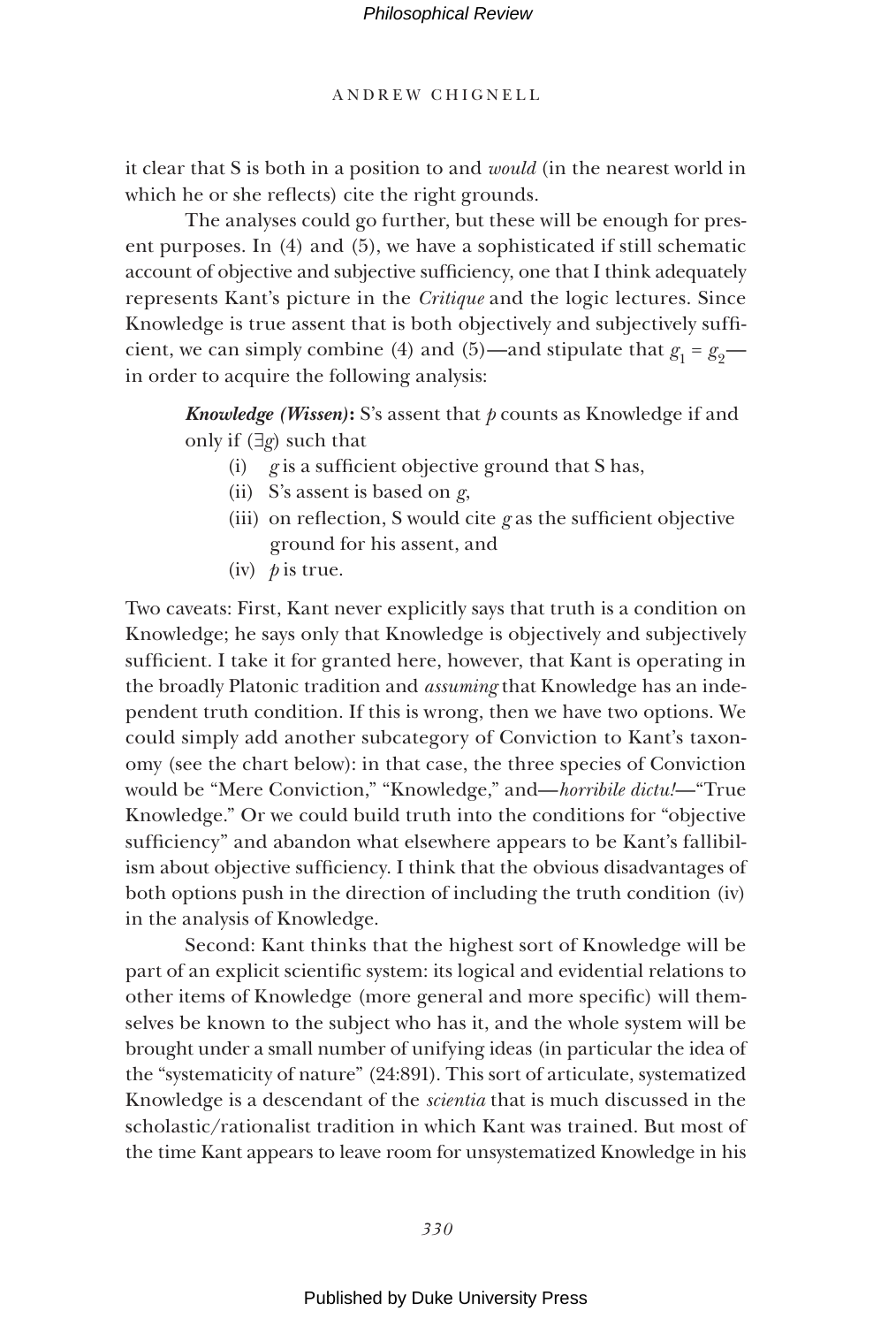it clear that S is both in a position to and *would* (in the nearest world in which he or she reflects) cite the right grounds.

The analyses could go further, but these will be enough for present purposes. In (4) and (5), we have a sophisticated if still schematic account of objective and subjective sufficiency, one that I think adequately represents Kant's picture in the *Critique* and the logic lectures. Since Knowledge is true assent that is both objectively and subjectively sufficient, we can simply combine (4) and (5)—and stipulate that $g_1 = g_2$—in order to acquire the following analysis:

> ***Knowledge (Wissen)*:** S's assent that *p* counts as Knowledge if and only if ($\exists g$) such that
>
> (i) *g* is a sufficient objective ground that S has,
> (ii) S's assent is based on *g*,
> (iii) on reflection, S would cite *g* as the sufficient objective ground for his assent, and
> (iv) *p* is true.

Two caveats: First, Kant never explicitly says that truth is a condition on Knowledge; he says only that Knowledge is objectively and subjectively sufficient. I take it for granted here, however, that Kant is operating in the broadly Platonic tradition and *assuming* that Knowledge has an independent truth condition. If this is wrong, then we have two options. We could simply add another subcategory of Conviction to Kant's taxonomy (see the chart below): in that case, the three species of Conviction would be "Mere Conviction," "Knowledge," and—*horribile dictu!*—"True Knowledge." Or we could build truth into the conditions for "objective sufficiency" and abandon what elsewhere appears to be Kant's fallibilism about objective sufficiency. I think that the obvious disadvantages of both options push in the direction of including the truth condition (iv) in the analysis of Knowledge.

Second: Kant thinks that the highest sort of Knowledge will be part of an explicit scientific system: its logical and evidential relations to other items of Knowledge (more general and more specific) will themselves be known to the subject who has it, and the whole system will be brought under a small number of unifying ideas (in particular the idea of the "systematicity of nature" (24:891). This sort of articulate, systematized Knowledge is a descendant of the *scientia* that is much discussed in the scholastic/rationalist tradition in which Kant was trained. But most of the time Kant appears to leave room for unsystematized Knowledge in his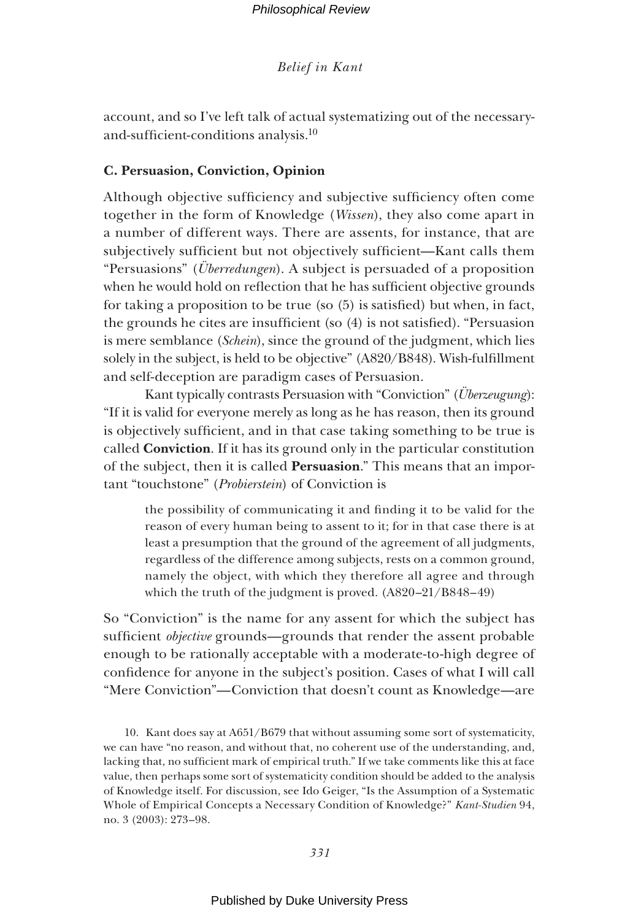account, and so I've left talk of actual systematizing out of the necessary-and-sufficient-conditions analysis.[10]

### C. Persuasion, Conviction, Opinion

Although objective sufficiency and subjective sufficiency often come together in the form of Knowledge (*Wissen*), they also come apart in a number of different ways. There are assents, for instance, that are subjectively sufficient but not objectively sufficient—Kant calls them "Persuasions" (*Überredungen*). A subject is persuaded of a proposition when he would hold on reflection that he has sufficient objective grounds for taking a proposition to be true (so (5) is satisfied) but when, in fact, the grounds he cites are insufficient (so (4) is not satisfied). "Persuasion is mere semblance (*Schein*), since the ground of the judgment, which lies solely in the subject, is held to be objective" (A820/B848). Wish-fulfillment and self-deception are paradigm cases of Persuasion.

Kant typically contrasts Persuasion with "Conviction" (*Überzeugung*): "If it is valid for everyone merely as long as he has reason, then its ground is objectively sufficient, and in that case taking something to be true is called **Conviction**. If it has its ground only in the particular constitution of the subject, then it is called **Persuasion**." This means that an important "touchstone" (*Probierstein*) of Conviction is

> the possibility of communicating it and finding it to be valid for the reason of every human being to assent to it; for in that case there is at least a presumption that the ground of the agreement of all judgments, regardless of the difference among subjects, rests on a common ground, namely the object, with which they therefore all agree and through which the truth of the judgment is proved. (A820–21/B848–49)

So "Conviction" is the name for any assent for which the subject has sufficient *objective* grounds—grounds that render the assent probable enough to be rationally acceptable with a moderate-to-high degree of confidence for anyone in the subject's position. Cases of what I will call "Mere Conviction"—Conviction that doesn't count as Knowledge—are

10. Kant does say at A651/B679 that without assuming some sort of systematicity, we can have "no reason, and without that, no coherent use of the understanding, and, lacking that, no sufficient mark of empirical truth." If we take comments like this at face value, then perhaps some sort of systematicity condition should be added to the analysis of Knowledge itself. For discussion, see Ido Geiger, "Is the Assumption of a Systematic Whole of Empirical Concepts a Necessary Condition of Knowledge?" *Kant-Studien* 94, no. 3 (2003): 273–98.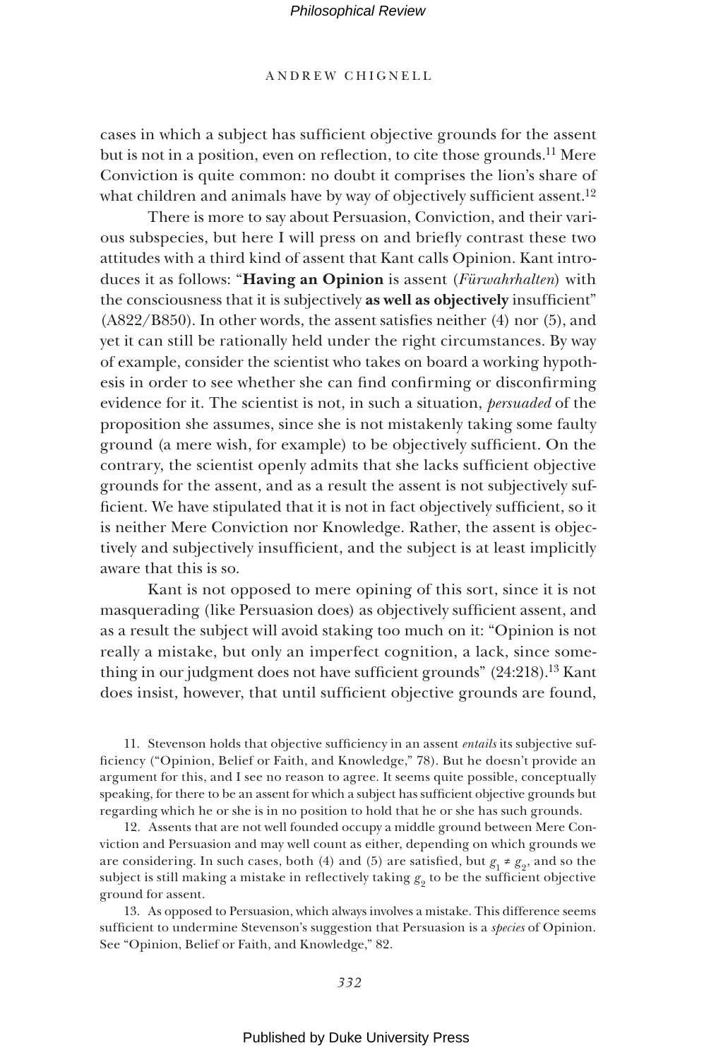cases in which a subject has sufficient objective grounds for the assent but is not in a position, even on reflection, to cite those grounds.[11] Mere Conviction is quite common: no doubt it comprises the lion's share of what children and animals have by way of objectively sufficient assent.[12]

There is more to say about Persuasion, Conviction, and their various subspecies, but here I will press on and briefly contrast these two attitudes with a third kind of assent that Kant calls Opinion. Kant introduces it as follows: "**Having an Opinion** is assent (*Fürwahrhalten*) with the consciousness that it is subjectively **as well as objectively** insufficient" (A822/B850). In other words, the assent satisfies neither (4) nor (5), and yet it can still be rationally held under the right circumstances. By way of example, consider the scientist who takes on board a working hypothesis in order to see whether she can find confirming or disconfirming evidence for it. The scientist is not, in such a situation, *persuaded* of the proposition she assumes, since she is not mistakenly taking some faulty ground (a mere wish, for example) to be objectively sufficient. On the contrary, the scientist openly admits that she lacks sufficient objective grounds for the assent, and as a result the assent is not subjectively sufficient. We have stipulated that it is not in fact objectively sufficient, so it is neither Mere Conviction nor Knowledge. Rather, the assent is objectively and subjectively insufficient, and the subject is at least implicitly aware that this is so.

Kant is not opposed to mere opining of this sort, since it is not masquerading (like Persuasion does) as objectively sufficient assent, and as a result the subject will avoid staking too much on it: "Opinion is not really a mistake, but only an imperfect cognition, a lack, since something in our judgment does not have sufficient grounds" (24:218).[13] Kant does insist, however, that until sufficient objective grounds are found,

11. Stevenson holds that objective sufficiency in an assent *entails* its subjective sufficiency ("Opinion, Belief or Faith, and Knowledge," 78). But he doesn't provide an argument for this, and I see no reason to agree. It seems quite possible, conceptually speaking, for there to be an assent for which a subject has sufficient objective grounds but regarding which he or she is in no position to hold that he or she has such grounds.

12. Assents that are not well founded occupy a middle ground between Mere Conviction and Persuasion and may well count as either, depending on which grounds we are considering. In such cases, both (4) and (5) are satisfied, but $g_1 \neq g_2$, and so the subject is still making a mistake in reflectively taking $g_2$ to be the sufficient objective ground for assent.

13. As opposed to Persuasion, which always involves a mistake. This difference seems sufficient to undermine Stevenson's suggestion that Persuasion is a *species* of Opinion. See "Opinion, Belief or Faith, and Knowledge," 82.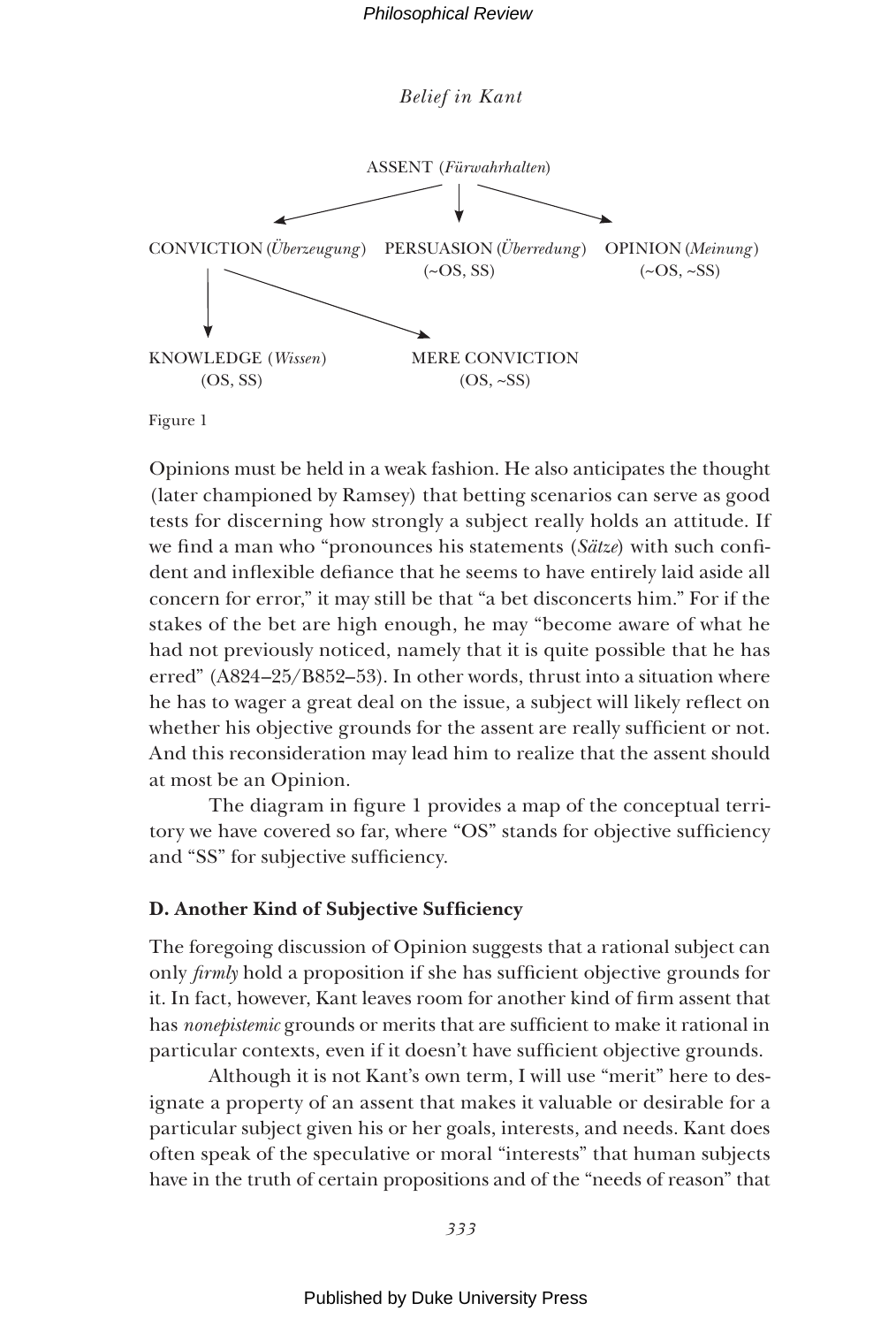ASSENT (*Fürwahrhalten*)

CONVICTION (*Überzeugung*) — PERSUASION (*Überredung*) (~OS, SS) — OPINION (*Meinung*) (~OS, ~SS)

KNOWLEDGE (*Wissen*) (OS, SS) — MERE CONVICTION (OS, ~SS)

Figure 1

Opinions must be held in a weak fashion. He also anticipates the thought (later championed by Ramsey) that betting scenarios can serve as good tests for discerning how strongly a subject really holds an attitude. If we find a man who "pronounces his statements (*Sätze*) with such confident and inflexible defiance that he seems to have entirely laid aside all concern for error," it may still be that "a bet disconcerts him." For if the stakes of the bet are high enough, he may "become aware of what he had not previously noticed, namely that it is quite possible that he has erred" (A824–25/B852–53). In other words, thrust into a situation where he has to wager a great deal on the issue, a subject will likely reflect on whether his objective grounds for the assent are really sufficient or not. And this reconsideration may lead him to realize that the assent should at most be an Opinion.

The diagram in figure 1 provides a map of the conceptual territory we have covered so far, where "OS" stands for objective sufficiency and "SS" for subjective sufficiency.

**D. Another Kind of Subjective Sufficiency**

The foregoing discussion of Opinion suggests that a rational subject can only *firmly* hold a proposition if she has sufficient objective grounds for it. In fact, however, Kant leaves room for another kind of firm assent that has *nonepistemic* grounds or merits that are sufficient to make it rational in particular contexts, even if it doesn't have sufficient objective grounds.

Although it is not Kant's own term, I will use "merit" here to designate a property of an assent that makes it valuable or desirable for a particular subject given his or her goals, interests, and needs. Kant does often speak of the speculative or moral "interests" that human subjects have in the truth of certain propositions and of the "needs of reason" that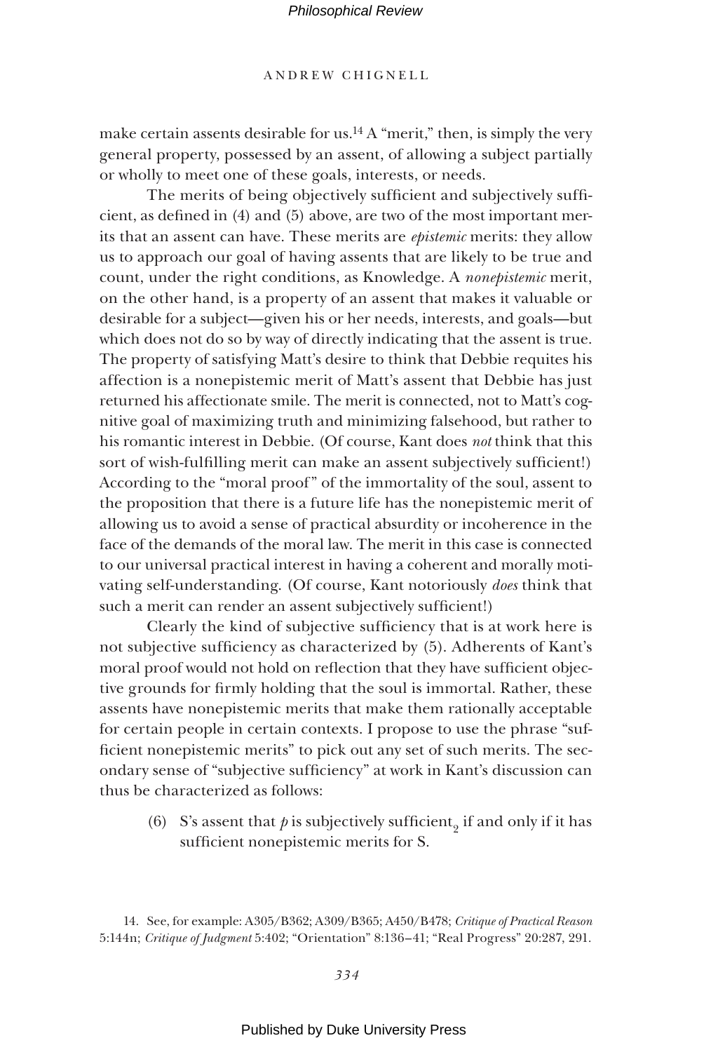make certain assents desirable for us.[14] A "merit," then, is simply the very general property, possessed by an assent, of allowing a subject partially or wholly to meet one of these goals, interests, or needs.

The merits of being objectively sufficient and subjectively sufficient, as defined in (4) and (5) above, are two of the most important merits that an assent can have. These merits are *epistemic* merits: they allow us to approach our goal of having assents that are likely to be true and count, under the right conditions, as Knowledge. A *nonepistemic* merit, on the other hand, is a property of an assent that makes it valuable or desirable for a subject—given his or her needs, interests, and goals—but which does not do so by way of directly indicating that the assent is true. The property of satisfying Matt's desire to think that Debbie requites his affection is a nonepistemic merit of Matt's assent that Debbie has just returned his affectionate smile. The merit is connected, not to Matt's cognitive goal of maximizing truth and minimizing falsehood, but rather to his romantic interest in Debbie. (Of course, Kant does *not* think that this sort of wish-fulfilling merit can make an assent subjectively sufficient!) According to the "moral proof" of the immortality of the soul, assent to the proposition that there is a future life has the nonepistemic merit of allowing us to avoid a sense of practical absurdity or incoherence in the face of the demands of the moral law. The merit in this case is connected to our universal practical interest in having a coherent and morally motivating self-understanding. (Of course, Kant notoriously *does* think that such a merit can render an assent subjectively sufficient!)

Clearly the kind of subjective sufficiency that is at work here is not subjective sufficiency as characterized by (5). Adherents of Kant's moral proof would not hold on reflection that they have sufficient objective grounds for firmly holding that the soul is immortal. Rather, these assents have nonepistemic merits that make them rationally acceptable for certain people in certain contexts. I propose to use the phrase "sufficient nonepistemic merits" to pick out any set of such merits. The secondary sense of "subjective sufficiency" at work in Kant's discussion can thus be characterized as follows:

(6) S's assent that *p* is subjectively $\text{sufficient}_2$ if and only if it has sufficient nonepistemic merits for S.

14. See, for example: A305/B362; A309/B365; A450/B478; *Critique of Practical Reason* 5:144n; *Critique of Judgment* 5:402; "Orientation" 8:136–41; "Real Progress" 20:287, 291.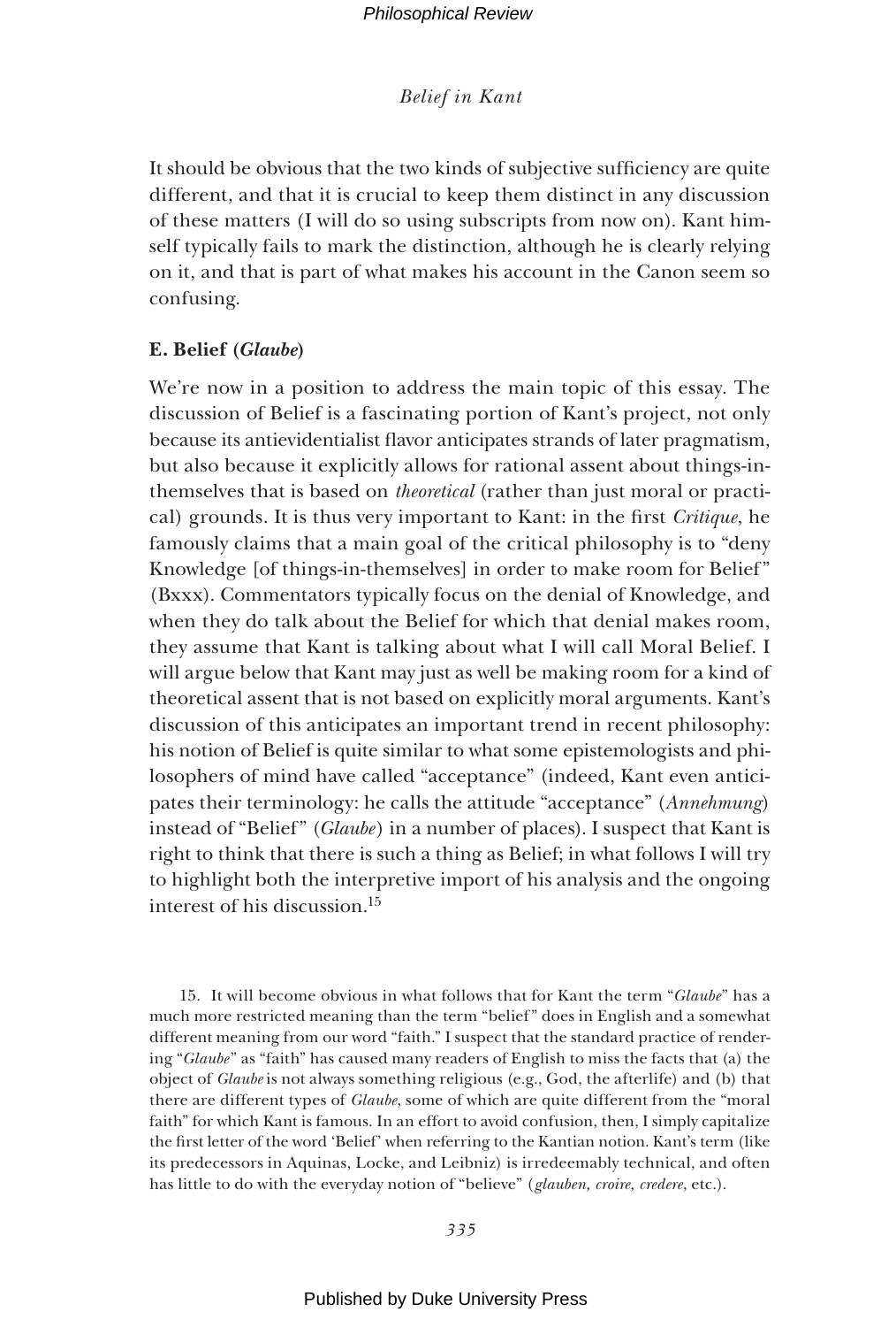It should be obvious that the two kinds of subjective sufficiency are quite different, and that it is crucial to keep them distinct in any discussion of these matters (I will do so using subscripts from now on). Kant himself typically fails to mark the distinction, although he is clearly relying on it, and that is part of what makes his account in the Canon seem so confusing.

### E. Belief (*Glaube*)

We're now in a position to address the main topic of this essay. The discussion of Belief is a fascinating portion of Kant's project, not only because its antievidentialist flavor anticipates strands of later pragmatism, but also because it explicitly allows for rational assent about things-in-themselves that is based on *theoretical* (rather than just moral or practical) grounds. It is thus very important to Kant: in the first *Critique*, he famously claims that a main goal of the critical philosophy is to "deny Knowledge [of things-in-themselves] in order to make room for Belief" (Bxxx). Commentators typically focus on the denial of Knowledge, and when they do talk about the Belief for which that denial makes room, they assume that Kant is talking about what I will call Moral Belief. I will argue below that Kant may just as well be making room for a kind of theoretical assent that is not based on explicitly moral arguments. Kant's discussion of this anticipates an important trend in recent philosophy: his notion of Belief is quite similar to what some epistemologists and philosophers of mind have called "acceptance" (indeed, Kant even anticipates their terminology: he calls the attitude "acceptance" (*Annehmung*) instead of "Belief" (*Glaube*) in a number of places). I suspect that Kant is right to think that there is such a thing as Belief; in what follows I will try to highlight both the interpretive import of his analysis and the ongoing interest of his discussion.[15]

15. It will become obvious in what follows that for Kant the term "*Glaube*" has a much more restricted meaning than the term "belief" does in English and a somewhat different meaning from our word "faith." I suspect that the standard practice of rendering "*Glaube*" as "faith" has caused many readers of English to miss the facts that (a) the object of *Glaube* is not always something religious (e.g., God, the afterlife) and (b) that there are different types of *Glaube*, some of which are quite different from the "moral faith" for which Kant is famous. In an effort to avoid confusion, then, I simply capitalize the first letter of the word 'Belief' when referring to the Kantian notion. Kant's term (like its predecessors in Aquinas, Locke, and Leibniz) is irredeemably technical, and often has little to do with the everyday notion of "believe" (*glauben, croire, credere*, etc.).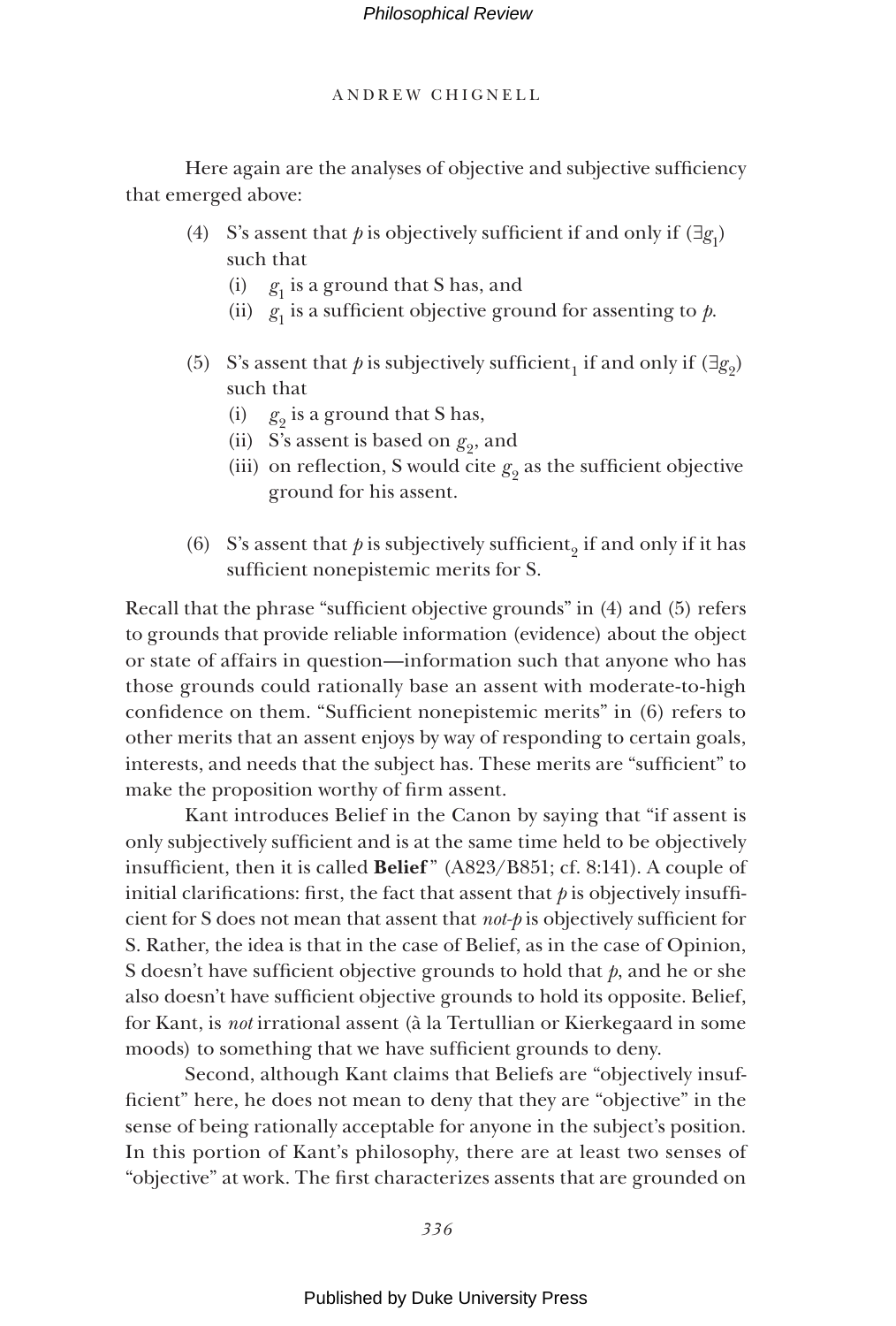Here again are the analyses of objective and subjective sufficiency that emerged above:

(4) S's assent that *p* is objectively sufficient if and only if $(\exists g_1)$ such that
  - (i) $g_1$ is a ground that S has, and
  - (ii) $g_1$ is a sufficient objective ground for assenting to *p*.

(5) S's assent that *p* is subjectively sufficient$_1$ if and only if $(\exists g_2)$ such that
  - (i) $g_2$ is a ground that S has,
  - (ii) S's assent is based on $g_2$, and
  - (iii) on reflection, S would cite $g_2$ as the sufficient objective ground for his assent.

(6) S's assent that *p* is subjectively sufficient$_2$ if and only if it has sufficient nonepistemic merits for S.

Recall that the phrase "sufficient objective grounds" in (4) and (5) refers to grounds that provide reliable information (evidence) about the object or state of affairs in question—information such that anyone who has those grounds could rationally base an assent with moderate-to-high confidence on them. "Sufficient nonepistemic merits" in (6) refers to other merits that an assent enjoys by way of responding to certain goals, interests, and needs that the subject has. These merits are "sufficient" to make the proposition worthy of firm assent.

Kant introduces Belief in the Canon by saying that "if assent is only subjectively sufficient and is at the same time held to be objectively insufficient, then it is called **Belief**" (A823/B851; cf. 8:141). A couple of initial clarifications: first, the fact that assent that *p* is objectively insufficient for S does not mean that assent that *not-p* is objectively sufficient for S. Rather, the idea is that in the case of Belief, as in the case of Opinion, S doesn't have sufficient objective grounds to hold that *p*, and he or she also doesn't have sufficient objective grounds to hold its opposite. Belief, for Kant, is *not* irrational assent (à la Tertullian or Kierkegaard in some moods) to something that we have sufficient grounds to deny.

Second, although Kant claims that Beliefs are "objectively insufficient" here, he does not mean to deny that they are "objective" in the sense of being rationally acceptable for anyone in the subject's position. In this portion of Kant's philosophy, there are at least two senses of "objective" at work. The first characterizes assents that are grounded on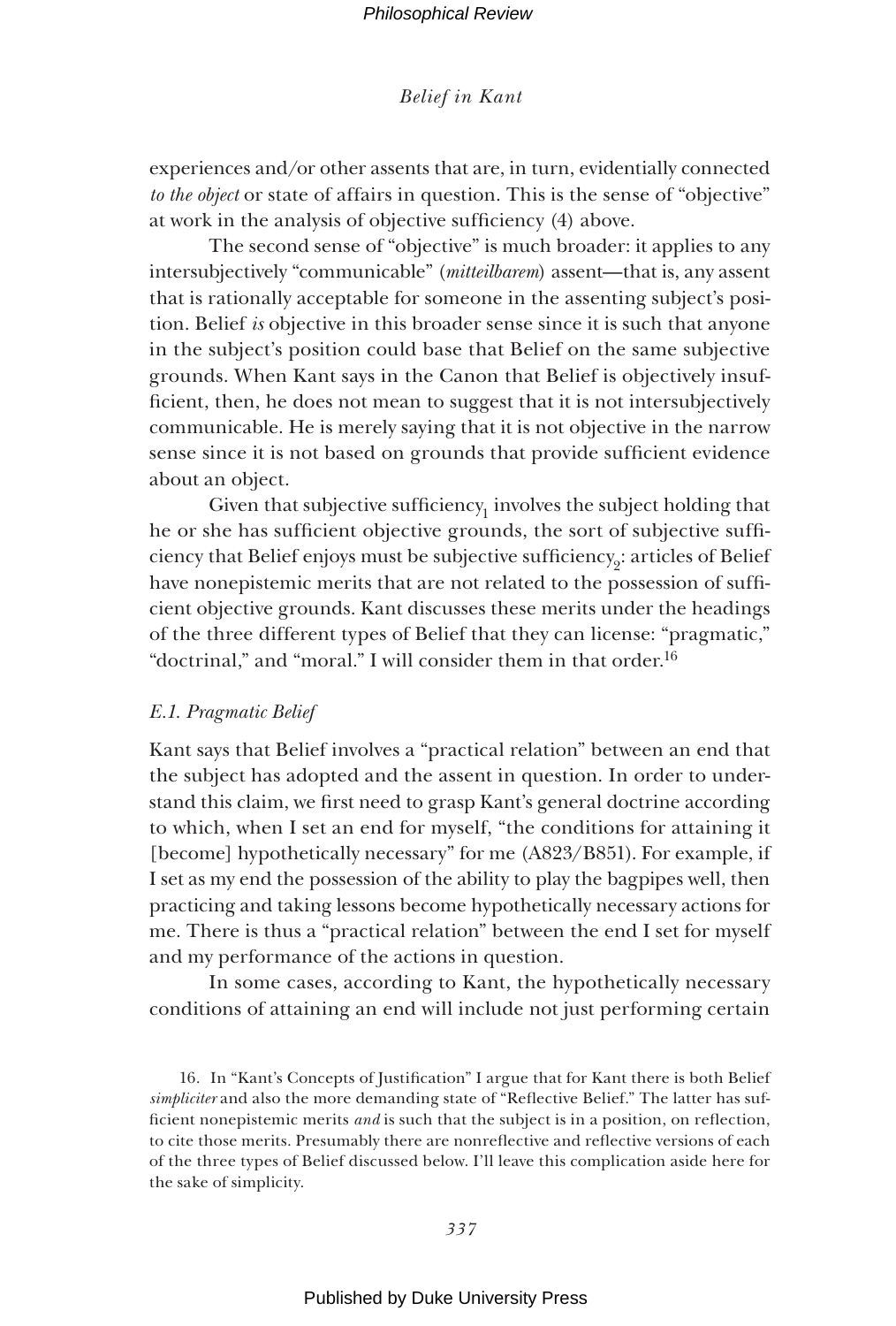experiences and/or other assents that are, in turn, evidentially connected *to the object* or state of affairs in question. This is the sense of "objective" at work in the analysis of objective sufficiency (4) above.

The second sense of "objective" is much broader: it applies to any intersubjectively "communicable" (*mitteilbarem*) assent—that is, any assent that is rationally acceptable for someone in the assenting subject's position. Belief *is* objective in this broader sense since it is such that anyone in the subject's position could base that Belief on the same subjective grounds. When Kant says in the Canon that Belief is objectively insufficient, then, he does not mean to suggest that it is not intersubjectively communicable. He is merely saying that it is not objective in the narrow sense since it is not based on grounds that provide sufficient evidence about an object.

Given that subjective sufficiency$_1$ involves the subject holding that he or she has sufficient objective grounds, the sort of subjective sufficiency that Belief enjoys must be subjective sufficiency$_2$: articles of Belief have nonepistemic merits that are not related to the possession of sufficient objective grounds. Kant discusses these merits under the headings of the three different types of Belief that they can license: "pragmatic," "doctrinal," and "moral." I will consider them in that order.[16]

### *E.1. Pragmatic Belief*

Kant says that Belief involves a "practical relation" between an end that the subject has adopted and the assent in question. In order to understand this claim, we first need to grasp Kant's general doctrine according to which, when I set an end for myself, "the conditions for attaining it [become] hypothetically necessary" for me (A823/B851). For example, if I set as my end the possession of the ability to play the bagpipes well, then practicing and taking lessons become hypothetically necessary actions for me. There is thus a "practical relation" between the end I set for myself and my performance of the actions in question.

In some cases, according to Kant, the hypothetically necessary conditions of attaining an end will include not just performing certain

16. In "Kant's Concepts of Justification" I argue that for Kant there is both Belief *simpliciter* and also the more demanding state of "Reflective Belief." The latter has sufficient nonepistemic merits *and* is such that the subject is in a position, on reflection, to cite those merits. Presumably there are nonreflective and reflective versions of each of the three types of Belief discussed below. I'll leave this complication aside here for the sake of simplicity.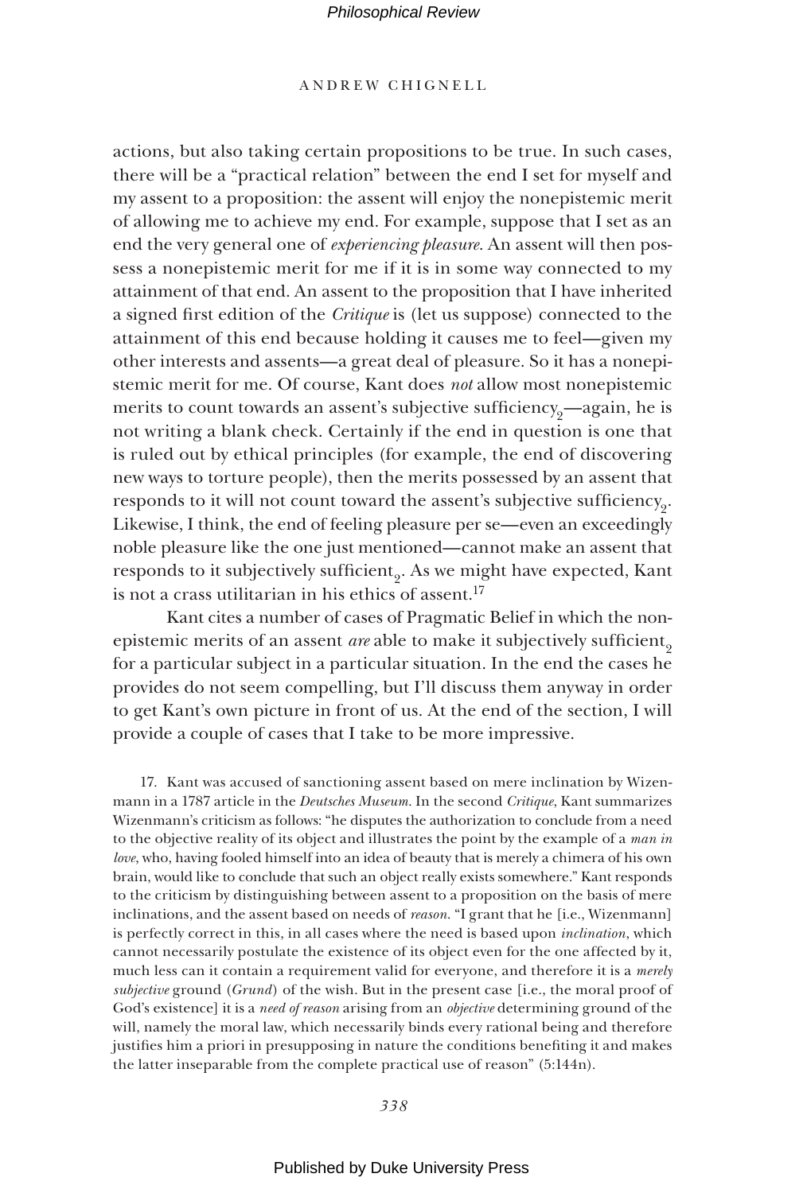actions, but also taking certain propositions to be true. In such cases, there will be a "practical relation" between the end I set for myself and my assent to a proposition: the assent will enjoy the nonepistemic merit of allowing me to achieve my end. For example, suppose that I set as an end the very general one of *experiencing pleasure*. An assent will then possess a nonepistemic merit for me if it is in some way connected to my attainment of that end. An assent to the proposition that I have inherited a signed first edition of the *Critique* is (let us suppose) connected to the attainment of this end because holding it causes me to feel—given my other interests and assents—a great deal of pleasure. So it has a nonepistemic merit for me. Of course, Kant does *not* allow most nonepistemic merits to count towards an assent's subjective sufficiency$_2$—again, he is not writing a blank check. Certainly if the end in question is one that is ruled out by ethical principles (for example, the end of discovering new ways to torture people), then the merits possessed by an assent that responds to it will not count toward the assent's subjective sufficiency$_2$. Likewise, I think, the end of feeling pleasure per se—even an exceedingly noble pleasure like the one just mentioned—cannot make an assent that responds to it subjectively sufficient$_2$. As we might have expected, Kant is not a crass utilitarian in his ethics of assent.[17]

Kant cites a number of cases of Pragmatic Belief in which the nonepistemic merits of an assent *are* able to make it subjectively sufficient$_2$ for a particular subject in a particular situation. In the end the cases he provides do not seem compelling, but I'll discuss them anyway in order to get Kant's own picture in front of us. At the end of the section, I will provide a couple of cases that I take to be more impressive.

17. Kant was accused of sanctioning assent based on mere inclination by Wizenmann in a 1787 article in the *Deutsches Museum*. In the second *Critique*, Kant summarizes Wizenmann's criticism as follows: "he disputes the authorization to conclude from a need to the objective reality of its object and illustrates the point by the example of a *man in love*, who, having fooled himself into an idea of beauty that is merely a chimera of his own brain, would like to conclude that such an object really exists somewhere." Kant responds to the criticism by distinguishing between assent to a proposition on the basis of mere inclinations, and the assent based on needs of *reason*. "I grant that he [i.e., Wizenmann] is perfectly correct in this, in all cases where the need is based upon *inclination*, which cannot necessarily postulate the existence of its object even for the one affected by it, much less can it contain a requirement valid for everyone, and therefore it is a *merely subjective* ground (*Grund*) of the wish. But in the present case [i.e., the moral proof of God's existence] it is a *need of reason* arising from an *objective* determining ground of the will, namely the moral law, which necessarily binds every rational being and therefore justifies him a priori in presupposing in nature the conditions benefiting it and makes the latter inseparable from the complete practical use of reason" (5:144n).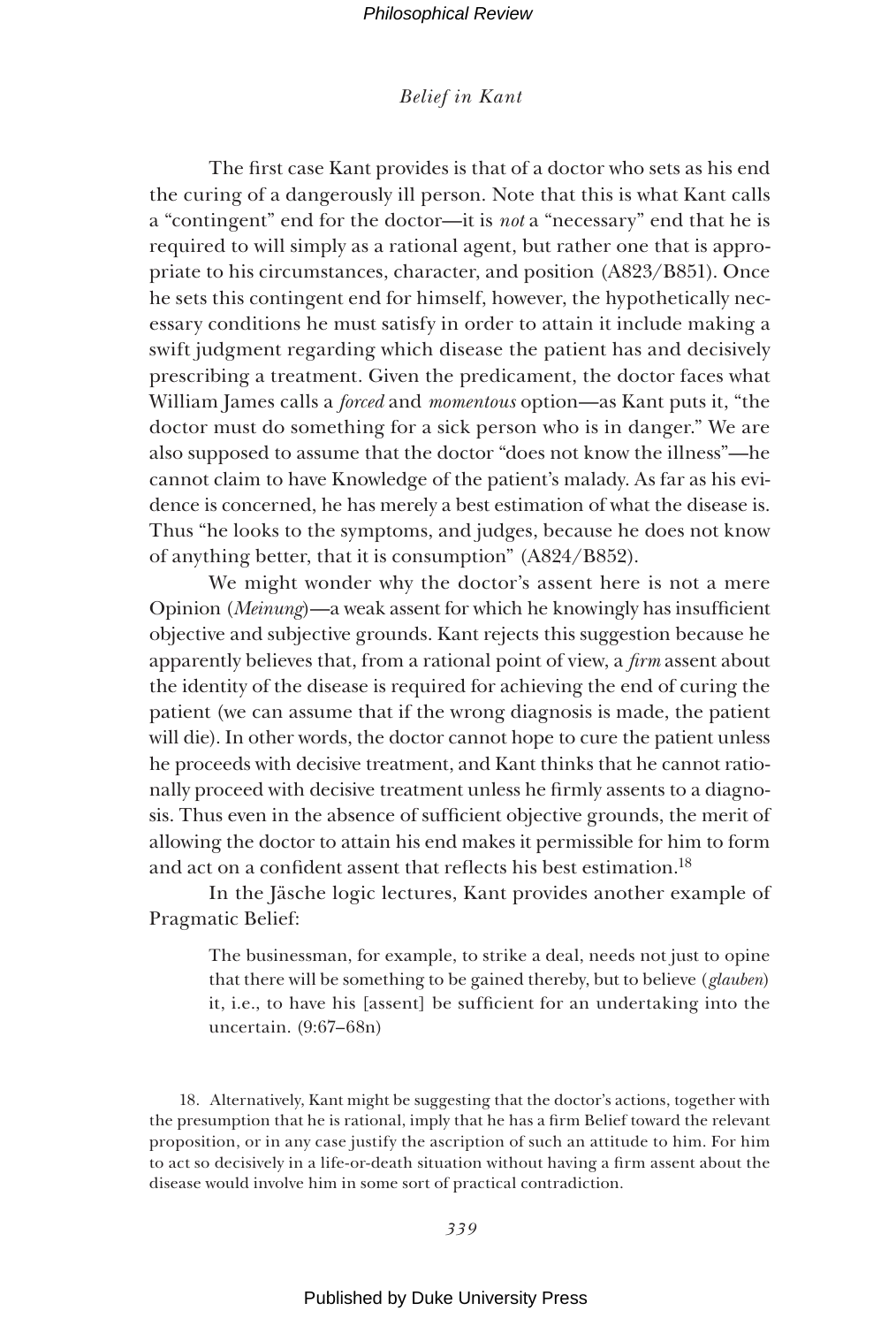The first case Kant provides is that of a doctor who sets as his end the curing of a dangerously ill person. Note that this is what Kant calls a "contingent" end for the doctor—it is *not* a "necessary" end that he is required to will simply as a rational agent, but rather one that is appropriate to his circumstances, character, and position (A823/B851). Once he sets this contingent end for himself, however, the hypothetically necessary conditions he must satisfy in order to attain it include making a swift judgment regarding which disease the patient has and decisively prescribing a treatment. Given the predicament, the doctor faces what William James calls a *forced* and *momentous* option—as Kant puts it, "the doctor must do something for a sick person who is in danger." We are also supposed to assume that the doctor "does not know the illness"—he cannot claim to have Knowledge of the patient's malady. As far as his evidence is concerned, he has merely a best estimation of what the disease is. Thus "he looks to the symptoms, and judges, because he does not know of anything better, that it is consumption" (A824/B852).

We might wonder why the doctor's assent here is not a mere Opinion (*Meinung*)—a weak assent for which he knowingly has insufficient objective and subjective grounds. Kant rejects this suggestion because he apparently believes that, from a rational point of view, a *firm* assent about the identity of the disease is required for achieving the end of curing the patient (we can assume that if the wrong diagnosis is made, the patient will die). In other words, the doctor cannot hope to cure the patient unless he proceeds with decisive treatment, and Kant thinks that he cannot rationally proceed with decisive treatment unless he firmly assents to a diagnosis. Thus even in the absence of sufficient objective grounds, the merit of allowing the doctor to attain his end makes it permissible for him to form and act on a confident assent that reflects his best estimation.[18]

In the Jäsche logic lectures, Kant provides another example of Pragmatic Belief:

> The businessman, for example, to strike a deal, needs not just to opine that there will be something to be gained thereby, but to believe (*glauben*) it, i.e., to have his [assent] be sufficient for an undertaking into the uncertain. (9:67–68n)

18. Alternatively, Kant might be suggesting that the doctor's actions, together with the presumption that he is rational, imply that he has a firm Belief toward the relevant proposition, or in any case justify the ascription of such an attitude to him. For him to act so decisively in a life-or-death situation without having a firm assent about the disease would involve him in some sort of practical contradiction.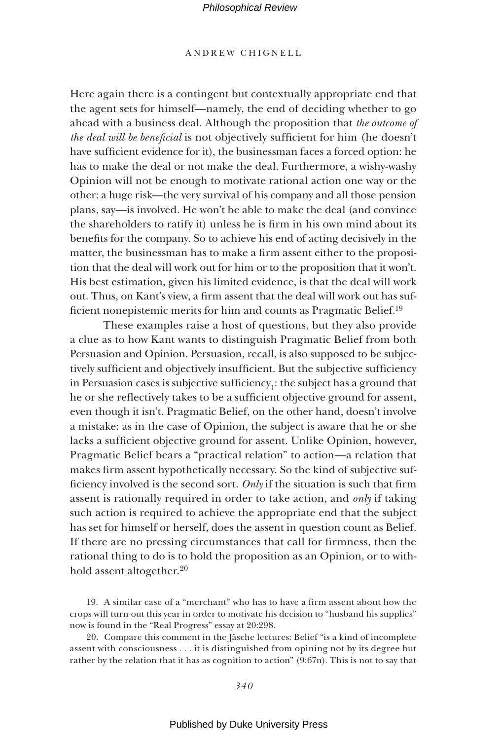Here again there is a contingent but contextually appropriate end that the agent sets for himself—namely, the end of deciding whether to go ahead with a business deal. Although the proposition that *the outcome of the deal will be beneficial* is not objectively sufficient for him (he doesn't have sufficient evidence for it), the businessman faces a forced option: he has to make the deal or not make the deal. Furthermore, a wishy-washy Opinion will not be enough to motivate rational action one way or the other: a huge risk—the very survival of his company and all those pension plans, say—is involved. He won't be able to make the deal (and convince the shareholders to ratify it) unless he is firm in his own mind about its benefits for the company. So to achieve his end of acting decisively in the matter, the businessman has to make a firm assent either to the proposition that the deal will work out for him or to the proposition that it won't. His best estimation, given his limited evidence, is that the deal will work out. Thus, on Kant's view, a firm assent that the deal will work out has sufficient nonepistemic merits for him and counts as Pragmatic Belief.[19]

These examples raise a host of questions, but they also provide a clue as to how Kant wants to distinguish Pragmatic Belief from both Persuasion and Opinion. Persuasion, recall, is also supposed to be subjectively sufficient and objectively insufficient. But the subjective sufficiency in Persuasion cases is subjective sufficiency$_1$: the subject has a ground that he or she reflectively takes to be a sufficient objective ground for assent, even though it isn't. Pragmatic Belief, on the other hand, doesn't involve a mistake: as in the case of Opinion, the subject is aware that he or she lacks a sufficient objective ground for assent. Unlike Opinion, however, Pragmatic Belief bears a "practical relation" to action—a relation that makes firm assent hypothetically necessary. So the kind of subjective sufficiency involved is the second sort. *Only* if the situation is such that firm assent is rationally required in order to take action, and *only* if taking such action is required to achieve the appropriate end that the subject has set for himself or herself, does the assent in question count as Belief. If there are no pressing circumstances that call for firmness, then the rational thing to do is to hold the proposition as an Opinion, or to withhold assent altogether.[20]

19. A similar case of a "merchant" who has to have a firm assent about how the crops will turn out this year in order to motivate his decision to "husband his supplies" now is found in the "Real Progress" essay at 20:298.

20. Compare this comment in the Jäsche lectures: Belief "is a kind of incomplete assent with consciousness . . . it is distinguished from opining not by its degree but rather by the relation that it has as cognition to action" (9:67n). This is not to say that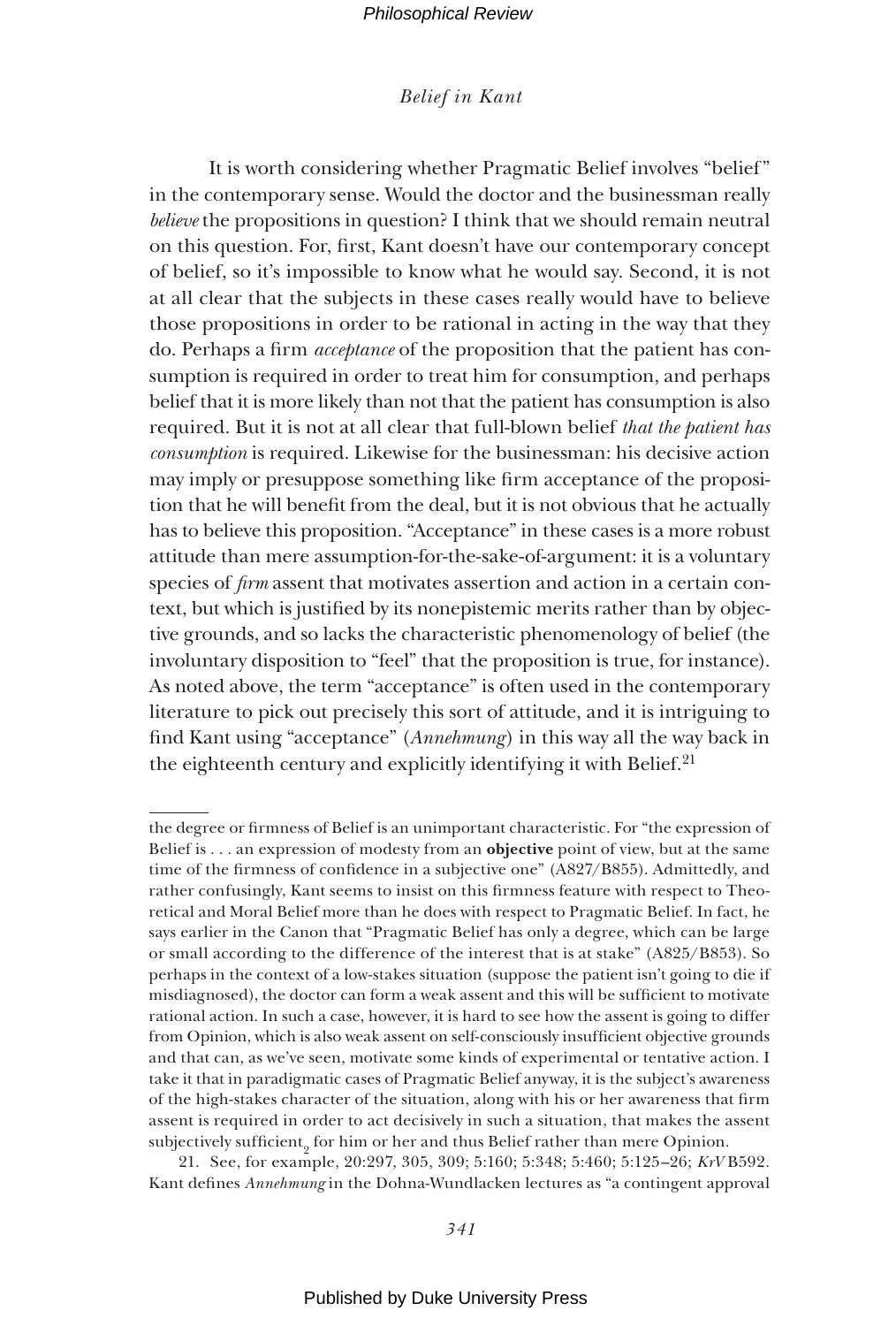It is worth considering whether Pragmatic Belief involves "belief" in the contemporary sense. Would the doctor and the businessman really *believe* the propositions in question? I think that we should remain neutral on this question. For, first, Kant doesn't have our contemporary concept of belief, so it's impossible to know what he would say. Second, it is not at all clear that the subjects in these cases really would have to believe those propositions in order to be rational in acting in the way that they do. Perhaps a firm *acceptance* of the proposition that the patient has consumption is required in order to treat him for consumption, and perhaps belief that it is more likely than not that the patient has consumption is also required. But it is not at all clear that full-blown belief *that the patient has consumption* is required. Likewise for the businessman: his decisive action may imply or presuppose something like firm acceptance of the proposition that he will benefit from the deal, but it is not obvious that he actually has to believe this proposition. "Acceptance" in these cases is a more robust attitude than mere assumption-for-the-sake-of-argument: it is a voluntary species of *firm* assent that motivates assertion and action in a certain context, but which is justified by its nonepistemic merits rather than by objective grounds, and so lacks the characteristic phenomenology of belief (the involuntary disposition to "feel" that the proposition is true, for instance). As noted above, the term "acceptance" is often used in the contemporary literature to pick out precisely this sort of attitude, and it is intriguing to find Kant using "acceptance" (*Annehmung*) in this way all the way back in the eighteenth century and explicitly identifying it with Belief.[21]

---

the degree or firmness of Belief is an unimportant characteristic. For "the expression of Belief is . . . an expression of modesty from an **objective** point of view, but at the same time of the firmness of confidence in a subjective one" (A827/B855). Admittedly, and rather confusingly, Kant seems to insist on this firmness feature with respect to Theoretical and Moral Belief more than he does with respect to Pragmatic Belief. In fact, he says earlier in the Canon that "Pragmatic Belief has only a degree, which can be large or small according to the difference of the interest that is at stake" (A825/B853). So perhaps in the context of a low-stakes situation (suppose the patient isn't going to die if misdiagnosed), the doctor can form a weak assent and this will be sufficient to motivate rational action. In such a case, however, it is hard to see how the assent is going to differ from Opinion, which is also weak assent on self-consciously insufficient objective grounds and that can, as we've seen, motivate some kinds of experimental or tentative action. I take it that in paradigmatic cases of Pragmatic Belief anyway, it is the subject's awareness of the high-stakes character of the situation, along with his or her awareness that firm assent is required in order to act decisively in such a situation, that makes the assent subjectively sufficient$_2$ for him or her and thus Belief rather than mere Opinion.

21. See, for example, 20:297, 305, 309; 5:160; 5:348; 5:460; 5:125–26; *KrV* B592. Kant defines *Annehmung* in the Dohna-Wundlacken lectures as "a contingent approval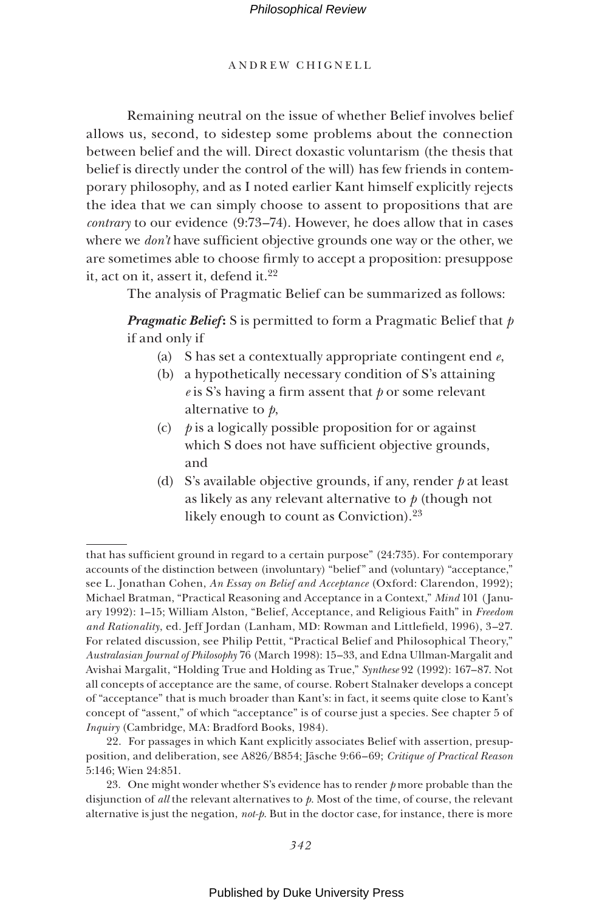Remaining neutral on the issue of whether Belief involves belief allows us, second, to sidestep some problems about the connection between belief and the will. Direct doxastic voluntarism (the thesis that belief is directly under the control of the will) has few friends in contemporary philosophy, and as I noted earlier Kant himself explicitly rejects the idea that we can simply choose to assent to propositions that are *contrary* to our evidence (9:73–74). However, he does allow that in cases where we *don't* have sufficient objective grounds one way or the other, we are sometimes able to choose firmly to accept a proposition: presuppose it, act on it, assert it, defend it.[22]

The analysis of Pragmatic Belief can be summarized as follows:

> ***Pragmatic Belief*:** S is permitted to form a Pragmatic Belief that *p* if and only if
>
> (a) S has set a contextually appropriate contingent end *e*,
>
> (b) a hypothetically necessary condition of S's attaining *e* is S's having a firm assent that *p* or some relevant alternative to *p*,
>
> (c) *p* is a logically possible proposition for or against which S does not have sufficient objective grounds, and
>
> (d) S's available objective grounds, if any, render *p* at least as likely as any relevant alternative to *p* (though not likely enough to count as Conviction).[23]

---

that has sufficient ground in regard to a certain purpose" (24:735). For contemporary accounts of the distinction between (involuntary) "belief" and (voluntary) "acceptance," see L. Jonathan Cohen, *An Essay on Belief and Acceptance* (Oxford: Clarendon, 1992); Michael Bratman, "Practical Reasoning and Acceptance in a Context," *Mind* 101 (January 1992): 1–15; William Alston, "Belief, Acceptance, and Religious Faith" in *Freedom and Rationality*, ed. Jeff Jordan (Lanham, MD: Rowman and Littlefield, 1996), 3–27. For related discussion, see Philip Pettit, "Practical Belief and Philosophical Theory," *Australasian Journal of Philosophy* 76 (March 1998): 15–33, and Edna Ullman-Margalit and Avishai Margalit, "Holding True and Holding as True," *Synthese* 92 (1992): 167–87. Not all concepts of acceptance are the same, of course. Robert Stalnaker develops a concept of "acceptance" that is much broader than Kant's: in fact, it seems quite close to Kant's concept of "assent," of which "acceptance" is of course just a species. See chapter 5 of *Inquiry* (Cambridge, MA: Bradford Books, 1984).

22. For passages in which Kant explicitly associates Belief with assertion, presupposition, and deliberation, see A826/B854; Jäsche 9:66–69; *Critique of Practical Reason* 5:146; Wien 24:851.

23. One might wonder whether S's evidence has to render *p* more probable than the disjunction of *all* the relevant alternatives to *p*. Most of the time, of course, the relevant alternative is just the negation, *not-p*. But in the doctor case, for instance, there is more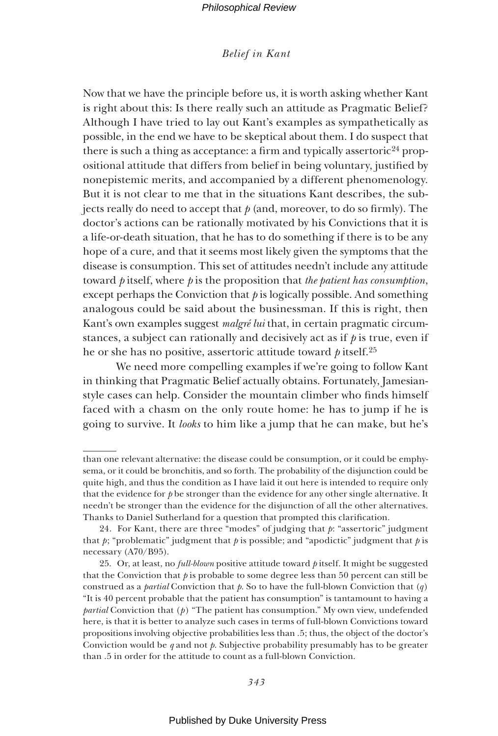Now that we have the principle before us, it is worth asking whether Kant is right about this: Is there really such an attitude as Pragmatic Belief? Although I have tried to lay out Kant's examples as sympathetically as possible, in the end we have to be skeptical about them. I do suspect that there is such a thing as acceptance: a firm and typically assertoric[24] propositional attitude that differs from belief in being voluntary, justified by nonepistemic merits, and accompanied by a different phenomenology. But it is not clear to me that in the situations Kant describes, the subjects really do need to accept that $p$ (and, moreover, to do so firmly). The doctor's actions can be rationally motivated by his Convictions that it is a life-or-death situation, that he has to do something if there is to be any hope of a cure, and that it seems most likely given the symptoms that the disease is consumption. This set of attitudes needn't include any attitude toward $p$ itself, where $p$ is the proposition that *the patient has consumption*, except perhaps the Conviction that $p$ is logically possible. And something analogous could be said about the businessman. If this is right, then Kant's own examples suggest *malgré lui* that, in certain pragmatic circumstances, a subject can rationally and decisively act as if $p$ is true, even if he or she has no positive, assertoric attitude toward $p$ itself.[25]

We need more compelling examples if we're going to follow Kant in thinking that Pragmatic Belief actually obtains. Fortunately, Jamesian-style cases can help. Consider the mountain climber who finds himself faced with a chasm on the only route home: he has to jump if he is going to survive. It *looks* to him like a jump that he can make, but he's

---

than one relevant alternative: the disease could be consumption, or it could be emphysema, or it could be bronchitis, and so forth. The probability of the disjunction could be quite high, and thus the condition as I have laid it out here is intended to require only that the evidence for $p$ be stronger than the evidence for any other single alternative. It needn't be stronger than the evidence for the disjunction of all the other alternatives. Thanks to Daniel Sutherland for a question that prompted this clarification.

24. For Kant, there are three "modes" of judging that $p$: "assertoric" judgment that $p$; "problematic" judgment that $p$ is possible; and "apodictic" judgment that $p$ is necessary (A70/B95).

25. Or, at least, no *full-blown* positive attitude toward $p$ itself. It might be suggested that the Conviction that $p$ is probable to some degree less than 50 percent can still be construed as a *partial* Conviction that $p$. So to have the full-blown Conviction that ($q$) "It is 40 percent probable that the patient has consumption" is tantamount to having a *partial* Conviction that ($p$) "The patient has consumption." My own view, undefended here, is that it is better to analyze such cases in terms of full-blown Convictions toward propositions involving objective probabilities less than .5; thus, the object of the doctor's Conviction would be $q$ and not $p$. Subjective probability presumably has to be greater than .5 in order for the attitude to count as a full-blown Conviction.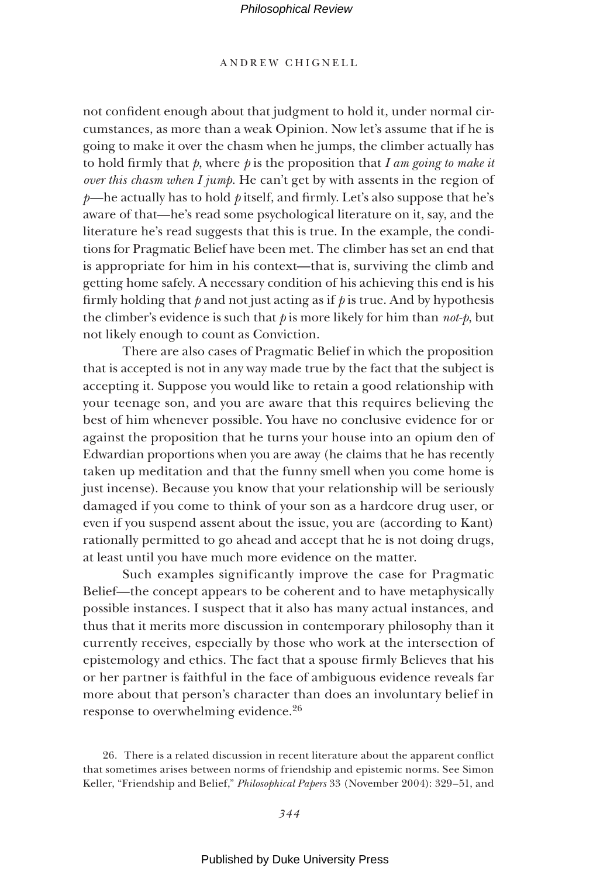not confident enough about that judgment to hold it, under normal circumstances, as more than a weak Opinion. Now let's assume that if he is going to make it over the chasm when he jumps, the climber actually has to hold firmly that *p*, where *p* is the proposition that *I am going to make it over this chasm when I jump*. He can't get by with assents in the region of *p*—he actually has to hold *p* itself, and firmly. Let's also suppose that he's aware of that—he's read some psychological literature on it, say, and the literature he's read suggests that this is true. In the example, the conditions for Pragmatic Belief have been met. The climber has set an end that is appropriate for him in his context—that is, surviving the climb and getting home safely. A necessary condition of his achieving this end is his firmly holding that *p* and not just acting as if *p* is true. And by hypothesis the climber's evidence is such that *p* is more likely for him than *not-p*, but not likely enough to count as Conviction.

There are also cases of Pragmatic Belief in which the proposition that is accepted is not in any way made true by the fact that the subject is accepting it. Suppose you would like to retain a good relationship with your teenage son, and you are aware that this requires believing the best of him whenever possible. You have no conclusive evidence for or against the proposition that he turns your house into an opium den of Edwardian proportions when you are away (he claims that he has recently taken up meditation and that the funny smell when you come home is just incense). Because you know that your relationship will be seriously damaged if you come to think of your son as a hardcore drug user, or even if you suspend assent about the issue, you are (according to Kant) rationally permitted to go ahead and accept that he is not doing drugs, at least until you have much more evidence on the matter.

Such examples significantly improve the case for Pragmatic Belief—the concept appears to be coherent and to have metaphysically possible instances. I suspect that it also has many actual instances, and thus that it merits more discussion in contemporary philosophy than it currently receives, especially by those who work at the intersection of epistemology and ethics. The fact that a spouse firmly Believes that his or her partner is faithful in the face of ambiguous evidence reveals far more about that person's character than does an involuntary belief in response to overwhelming evidence.[26]

26. There is a related discussion in recent literature about the apparent conflict that sometimes arises between norms of friendship and epistemic norms. See Simon Keller, "Friendship and Belief," *Philosophical Papers* 33 (November 2004): 329–51, and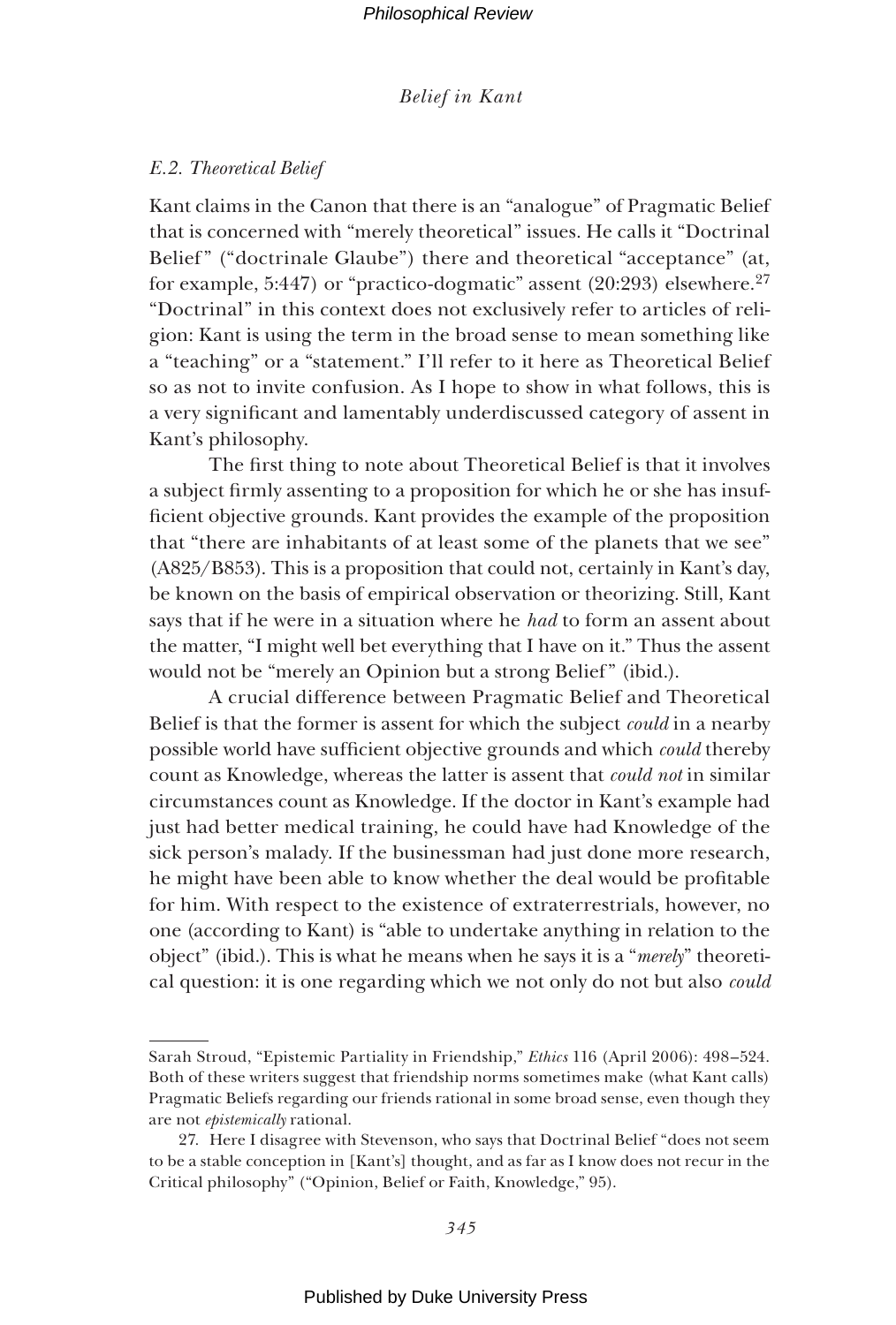### *E.2. Theoretical Belief*

Kant claims in the Canon that there is an "analogue" of Pragmatic Belief that is concerned with "merely theoretical" issues. He calls it "Doctrinal Belief" ("doctrinale Glaube") there and theoretical "acceptance" (at, for example, 5:447) or "practico-dogmatic" assent (20:293) elsewhere.[27] "Doctrinal" in this context does not exclusively refer to articles of religion: Kant is using the term in the broad sense to mean something like a "teaching" or a "statement." I'll refer to it here as Theoretical Belief so as not to invite confusion. As I hope to show in what follows, this is a very significant and lamentably underdiscussed category of assent in Kant's philosophy.

The first thing to note about Theoretical Belief is that it involves a subject firmly assenting to a proposition for which he or she has insufficient objective grounds. Kant provides the example of the proposition that "there are inhabitants of at least some of the planets that we see" (A825/B853). This is a proposition that could not, certainly in Kant's day, be known on the basis of empirical observation or theorizing. Still, Kant says that if he were in a situation where he *had* to form an assent about the matter, "I might well bet everything that I have on it." Thus the assent would not be "merely an Opinion but a strong Belief" (ibid.).

A crucial difference between Pragmatic Belief and Theoretical Belief is that the former is assent for which the subject *could* in a nearby possible world have sufficient objective grounds and which *could* thereby count as Knowledge, whereas the latter is assent that *could not* in similar circumstances count as Knowledge. If the doctor in Kant's example had just had better medical training, he could have had Knowledge of the sick person's malady. If the businessman had just done more research, he might have been able to know whether the deal would be profitable for him. With respect to the existence of extraterrestrials, however, no one (according to Kant) is "able to undertake anything in relation to the object" (ibid.). This is what he means when he says it is a "*merely*" theoretical question: it is one regarding which we not only do not but also *could*

---

Sarah Stroud, "Epistemic Partiality in Friendship," *Ethics* 116 (April 2006): 498–524. Both of these writers suggest that friendship norms sometimes make (what Kant calls) Pragmatic Beliefs regarding our friends rational in some broad sense, even though they are not *epistemically* rational.

27. Here I disagree with Stevenson, who says that Doctrinal Belief "does not seem to be a stable conception in [Kant's] thought, and as far as I know does not recur in the Critical philosophy" ("Opinion, Belief or Faith, Knowledge," 95).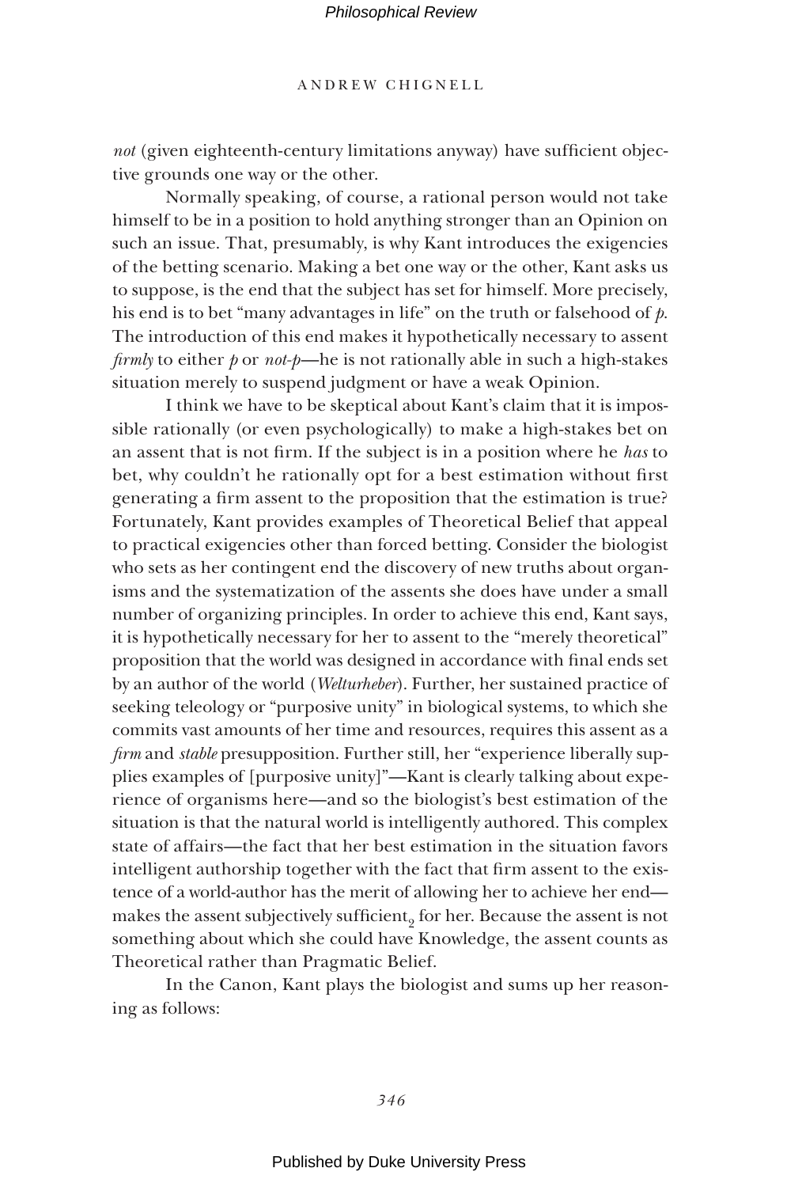*not* (given eighteenth-century limitations anyway) have sufficient objective grounds one way or the other.

Normally speaking, of course, a rational person would not take himself to be in a position to hold anything stronger than an Opinion on such an issue. That, presumably, is why Kant introduces the exigencies of the betting scenario. Making a bet one way or the other, Kant asks us to suppose, is the end that the subject has set for himself. More precisely, his end is to bet "many advantages in life" on the truth or falsehood of *p*. The introduction of this end makes it hypothetically necessary to assent *firmly* to either *p* or *not-p*—he is not rationally able in such a high-stakes situation merely to suspend judgment or have a weak Opinion.

I think we have to be skeptical about Kant's claim that it is impossible rationally (or even psychologically) to make a high-stakes bet on an assent that is not firm. If the subject is in a position where he *has* to bet, why couldn't he rationally opt for a best estimation without first generating a firm assent to the proposition that the estimation is true? Fortunately, Kant provides examples of Theoretical Belief that appeal to practical exigencies other than forced betting. Consider the biologist who sets as her contingent end the discovery of new truths about organisms and the systematization of the assents she does have under a small number of organizing principles. In order to achieve this end, Kant says, it is hypothetically necessary for her to assent to the "merely theoretical" proposition that the world was designed in accordance with final ends set by an author of the world (*Welturheber*). Further, her sustained practice of seeking teleology or "purposive unity" in biological systems, to which she commits vast amounts of her time and resources, requires this assent as a *firm* and *stable* presupposition. Further still, her "experience liberally supplies examples of [purposive unity]"—Kant is clearly talking about experience of organisms here—and so the biologist's best estimation of the situation is that the natural world is intelligently authored. This complex state of affairs—the fact that her best estimation in the situation favors intelligent authorship together with the fact that firm assent to the existence of a world-author has the merit of allowing her to achieve her end—makes the assent subjectively sufficient$_2$ for her. Because the assent is not something about which she could have Knowledge, the assent counts as Theoretical rather than Pragmatic Belief.

In the Canon, Kant plays the biologist and sums up her reasoning as follows: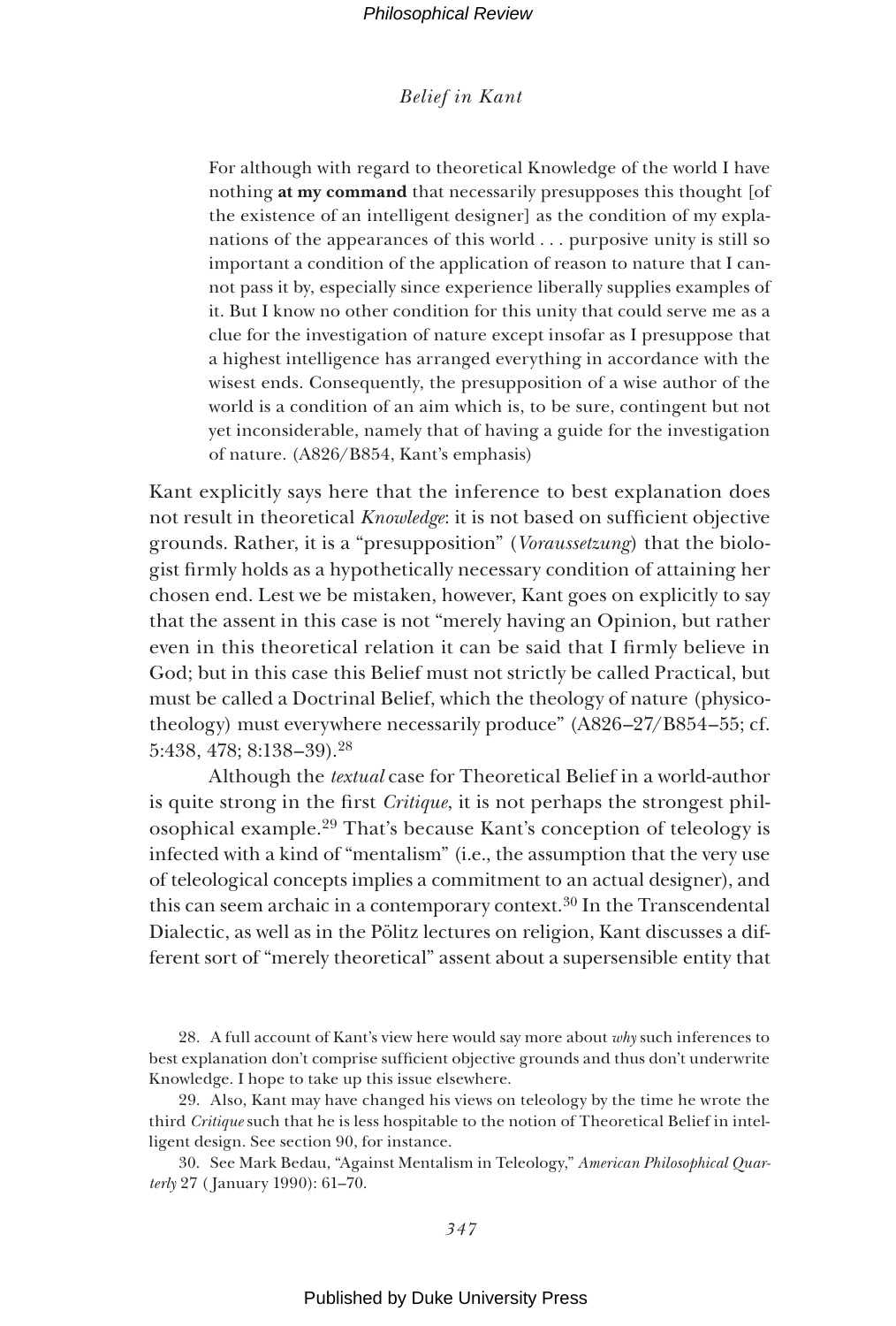> For although with regard to theoretical Knowledge of the world I have nothing **at my command** that necessarily presupposes this thought [of the existence of an intelligent designer] as the condition of my explanations of the appearances of this world . . . purposive unity is still so important a condition of the application of reason to nature that I cannot pass it by, especially since experience liberally supplies examples of it. But I know no other condition for this unity that could serve me as a clue for the investigation of nature except insofar as I presuppose that a highest intelligence has arranged everything in accordance with the wisest ends. Consequently, the presupposition of a wise author of the world is a condition of an aim which is, to be sure, contingent but not yet inconsiderable, namely that of having a guide for the investigation of nature. (A826/B854, Kant's emphasis)

Kant explicitly says here that the inference to best explanation does not result in theoretical *Knowledge*: it is not based on sufficient objective grounds. Rather, it is a "presupposition" (*Voraussetzung*) that the biologist firmly holds as a hypothetically necessary condition of attaining her chosen end. Lest we be mistaken, however, Kant goes on explicitly to say that the assent in this case is not "merely having an Opinion, but rather even in this theoretical relation it can be said that I firmly believe in God; but in this case this Belief must not strictly be called Practical, but must be called a Doctrinal Belief, which the theology of nature (physico-theology) must everywhere necessarily produce" (A826–27/B854–55; cf. 5:438, 478; 8:138–39).[28]

Although the *textual* case for Theoretical Belief in a world-author is quite strong in the first *Critique*, it is not perhaps the strongest philosophical example.[29] That's because Kant's conception of teleology is infected with a kind of "mentalism" (i.e., the assumption that the very use of teleological concepts implies a commitment to an actual designer), and this can seem archaic in a contemporary context.[30] In the Transcendental Dialectic, as well as in the Pölitz lectures on religion, Kant discusses a different sort of "merely theoretical" assent about a supersensible entity that

---

28. A full account of Kant's view here would say more about *why* such inferences to best explanation don't comprise sufficient objective grounds and thus don't underwrite Knowledge. I hope to take up this issue elsewhere.

29. Also, Kant may have changed his views on teleology by the time he wrote the third *Critique* such that he is less hospitable to the notion of Theoretical Belief in intelligent design. See section 90, for instance.

30. See Mark Bedau, "Against Mentalism in Teleology," *American Philosophical Quarterly* 27 (January 1990): 61–70.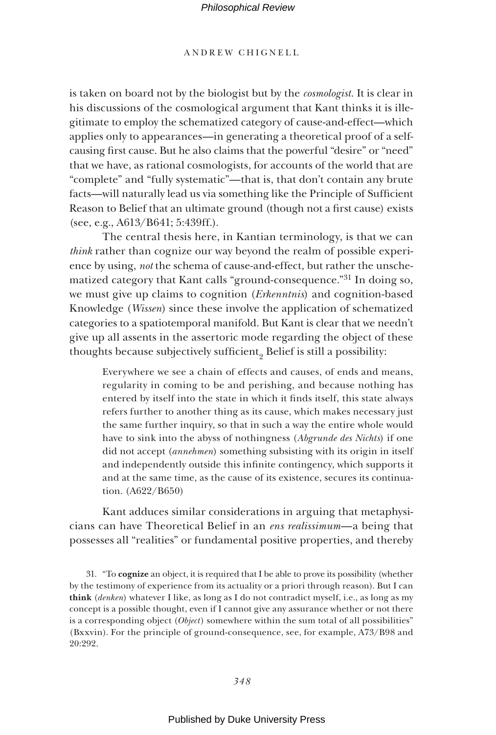is taken on board not by the biologist but by the *cosmologist*. It is clear in his discussions of the cosmological argument that Kant thinks it is illegitimate to employ the schematized category of cause-and-effect—which applies only to appearances—in generating a theoretical proof of a self-causing first cause. But he also claims that the powerful "desire" or "need" that we have, as rational cosmologists, for accounts of the world that are "complete" and "fully systematic"—that is, that don't contain any brute facts—will naturally lead us via something like the Principle of Sufficient Reason to Belief that an ultimate ground (though not a first cause) exists (see, e.g., A613/B641; 5:439ff.).

The central thesis here, in Kantian terminology, is that we can *think* rather than cognize our way beyond the realm of possible experience by using, *not* the schema of cause-and-effect, but rather the unschematized category that Kant calls "ground-consequence."[31] In doing so, we must give up claims to cognition (*Erkenntnis*) and cognition-based Knowledge (*Wissen*) since these involve the application of schematized categories to a spatiotemporal manifold. But Kant is clear that we needn't give up all assents in the assertoric mode regarding the object of these thoughts because subjectively sufficient$_2$ Belief is still a possibility:

> Everywhere we see a chain of effects and causes, of ends and means, regularity in coming to be and perishing, and because nothing has entered by itself into the state in which it finds itself, this state always refers further to another thing as its cause, which makes necessary just the same further inquiry, so that in such a way the entire whole would have to sink into the abyss of nothingness (*Abgrunde des Nichts*) if one did not accept (*annehmen*) something subsisting with its origin in itself and independently outside this infinite contingency, which supports it and at the same time, as the cause of its existence, secures its continuation. (A622/B650)

Kant adduces similar considerations in arguing that metaphysicians can have Theoretical Belief in an *ens realissimum*—a being that possesses all "realities" or fundamental positive properties, and thereby

31. "To **cognize** an object, it is required that I be able to prove its possibility (whether by the testimony of experience from its actuality or a priori through reason). But I can **think** (*denken*) whatever I like, as long as I do not contradict myself, i.e., as long as my concept is a possible thought, even if I cannot give any assurance whether or not there is a corresponding object (*Object*) somewhere within the sum total of all possibilities" (Bxxvin). For the principle of ground-consequence, see, for example, A73/B98 and 20:292.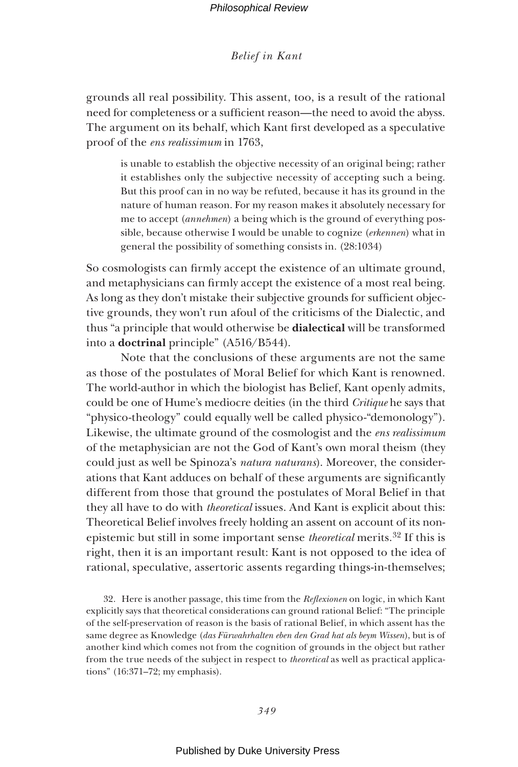grounds all real possibility. This assent, too, is a result of the rational need for completeness or a sufficient reason—the need to avoid the abyss. The argument on its behalf, which Kant first developed as a speculative proof of the *ens realissimum* in 1763,

> is unable to establish the objective necessity of an original being; rather it establishes only the subjective necessity of accepting such a being. But this proof can in no way be refuted, because it has its ground in the nature of human reason. For my reason makes it absolutely necessary for me to accept (*annehmen*) a being which is the ground of everything possible, because otherwise I would be unable to cognize (*erkennen*) what in general the possibility of something consists in. (28:1034)

So cosmologists can firmly accept the existence of an ultimate ground, and metaphysicians can firmly accept the existence of a most real being. As long as they don't mistake their subjective grounds for sufficient objective grounds, they won't run afoul of the criticisms of the Dialectic, and thus "a principle that would otherwise be **dialectical** will be transformed into a **doctrinal** principle" (A516/B544).

Note that the conclusions of these arguments are not the same as those of the postulates of Moral Belief for which Kant is renowned. The world-author in which the biologist has Belief, Kant openly admits, could be one of Hume's mediocre deities (in the third *Critique* he says that "physico-theology" could equally well be called physico-"demonology"). Likewise, the ultimate ground of the cosmologist and the *ens realissimum* of the metaphysician are not the God of Kant's own moral theism (they could just as well be Spinoza's *natura naturans*). Moreover, the considerations that Kant adduces on behalf of these arguments are significantly different from those that ground the postulates of Moral Belief in that they all have to do with *theoretical* issues. And Kant is explicit about this: Theoretical Belief involves freely holding an assent on account of its non-epistemic but still in some important sense *theoretical* merits.[32] If this is right, then it is an important result: Kant is not opposed to the idea of rational, speculative, assertoric assents regarding things-in-themselves;

32. Here is another passage, this time from the *Reflexionen* on logic, in which Kant explicitly says that theoretical considerations can ground rational Belief: "The principle of the self-preservation of reason is the basis of rational Belief, in which assent has the same degree as Knowledge (*das Fürwahrhalten eben den Grad hat als beym Wissen*), but is of another kind which comes not from the cognition of grounds in the object but rather from the true needs of the subject in respect to *theoretical* as well as practical applications" (16:371–72; my emphasis).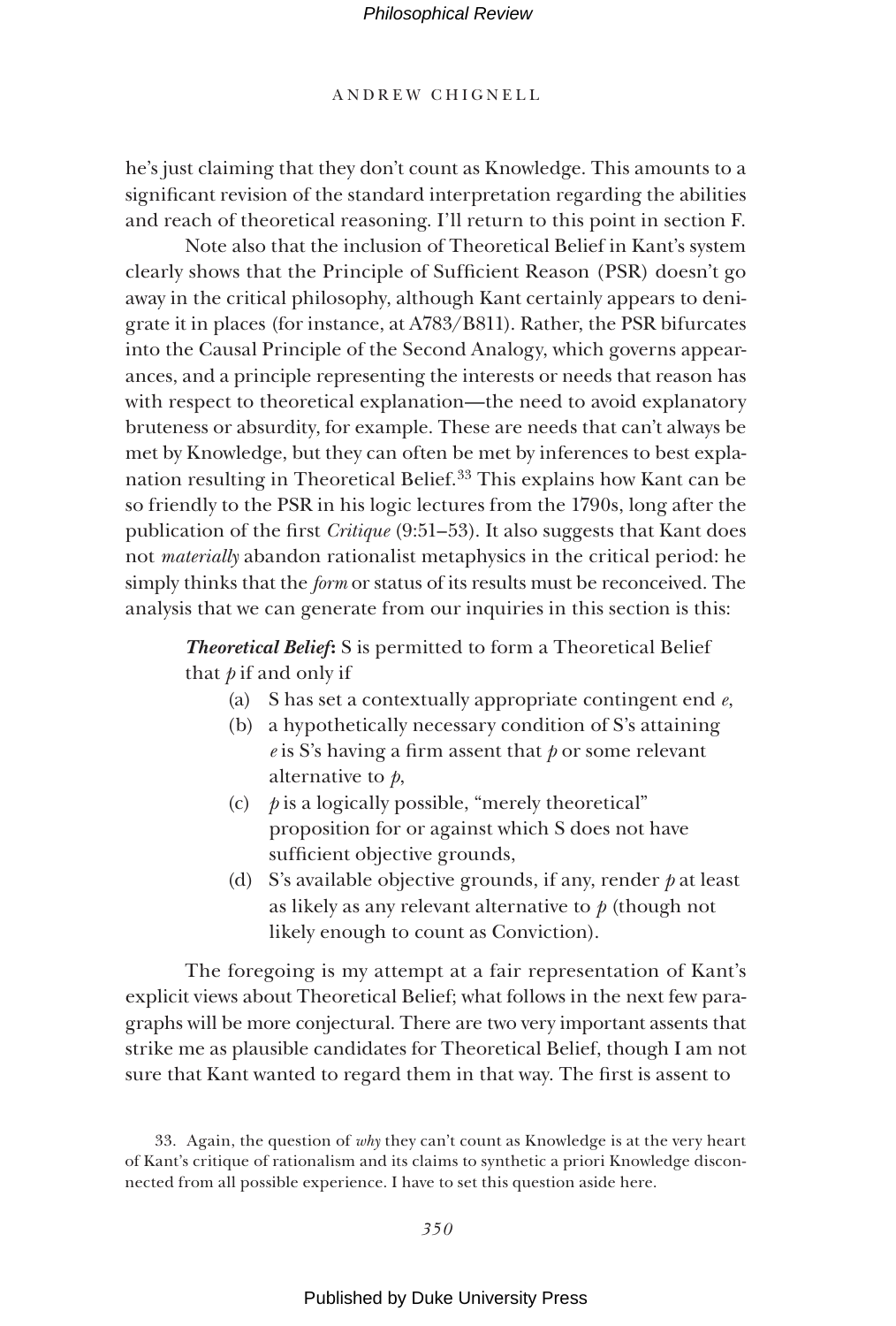he's just claiming that they don't count as Knowledge. This amounts to a significant revision of the standard interpretation regarding the abilities and reach of theoretical reasoning. I'll return to this point in section F.

Note also that the inclusion of Theoretical Belief in Kant's system clearly shows that the Principle of Sufficient Reason (PSR) doesn't go away in the critical philosophy, although Kant certainly appears to denigrate it in places (for instance, at A783/B811). Rather, the PSR bifurcates into the Causal Principle of the Second Analogy, which governs appearances, and a principle representing the interests or needs that reason has with respect to theoretical explanation—the need to avoid explanatory bruteness or absurdity, for example. These are needs that can't always be met by Knowledge, but they can often be met by inferences to best explanation resulting in Theoretical Belief.[33] This explains how Kant can be so friendly to the PSR in his logic lectures from the 1790s, long after the publication of the first *Critique* (9:51–53). It also suggests that Kant does not *materially* abandon rationalist metaphysics in the critical period: he simply thinks that the *form* or status of its results must be reconceived. The analysis that we can generate from our inquiries in this section is this:

> ***Theoretical Belief*:** S is permitted to form a Theoretical Belief that *p* if and only if
>
> (a) S has set a contextually appropriate contingent end *e*,
> (b) a hypothetically necessary condition of S's attaining *e* is S's having a firm assent that *p* or some relevant alternative to *p*,
> (c) *p* is a logically possible, "merely theoretical" proposition for or against which S does not have sufficient objective grounds,
> (d) S's available objective grounds, if any, render *p* at least as likely as any relevant alternative to *p* (though not likely enough to count as Conviction).

The foregoing is my attempt at a fair representation of Kant's explicit views about Theoretical Belief; what follows in the next few paragraphs will be more conjectural. There are two very important assents that strike me as plausible candidates for Theoretical Belief, though I am not sure that Kant wanted to regard them in that way. The first is assent to

33. Again, the question of *why* they can't count as Knowledge is at the very heart of Kant's critique of rationalism and its claims to synthetic a priori Knowledge disconnected from all possible experience. I have to set this question aside here.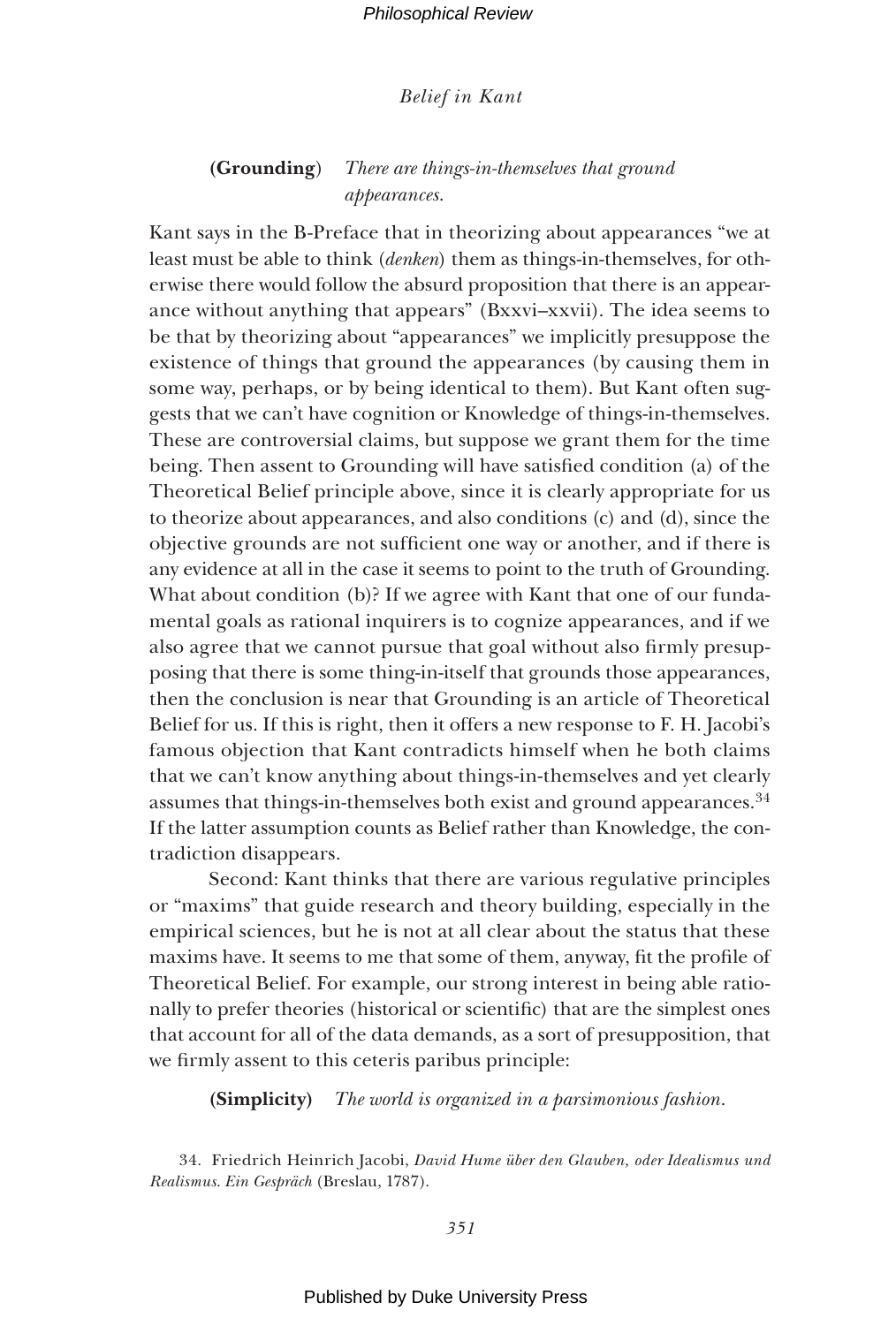**(Grounding)** *There are things-in-themselves that ground appearances.*

Kant says in the B-Preface that in theorizing about appearances "we at least must be able to think (*denken*) them as things-in-themselves, for otherwise there would follow the absurd proposition that there is an appearance without anything that appears" (Bxxvi–xxvii). The idea seems to be that by theorizing about "appearances" we implicitly presuppose the existence of things that ground the appearances (by causing them in some way, perhaps, or by being identical to them). But Kant often suggests that we can't have cognition or Knowledge of things-in-themselves. These are controversial claims, but suppose we grant them for the time being. Then assent to Grounding will have satisfied condition (a) of the Theoretical Belief principle above, since it is clearly appropriate for us to theorize about appearances, and also conditions (c) and (d), since the objective grounds are not sufficient one way or another, and if there is any evidence at all in the case it seems to point to the truth of Grounding. What about condition (b)? If we agree with Kant that one of our fundamental goals as rational inquirers is to cognize appearances, and if we also agree that we cannot pursue that goal without also firmly presupposing that there is some thing-in-itself that grounds those appearances, then the conclusion is near that Grounding is an article of Theoretical Belief for us. If this is right, then it offers a new response to F. H. Jacobi's famous objection that Kant contradicts himself when he both claims that we can't know anything about things-in-themselves and yet clearly assumes that things-in-themselves both exist and ground appearances.[34] If the latter assumption counts as Belief rather than Knowledge, the contradiction disappears.

Second: Kant thinks that there are various regulative principles or "maxims" that guide research and theory building, especially in the empirical sciences, but he is not at all clear about the status that these maxims have. It seems to me that some of them, anyway, fit the profile of Theoretical Belief. For example, our strong interest in being able rationally to prefer theories (historical or scientific) that are the simplest ones that account for all of the data demands, as a sort of presupposition, that we firmly assent to this ceteris paribus principle:

**(Simplicity)** *The world is organized in a parsimonious fashion.*

34. Friedrich Heinrich Jacobi, *David Hume über den Glauben, oder Idealismus und Realismus. Ein Gespräch* (Breslau, 1787).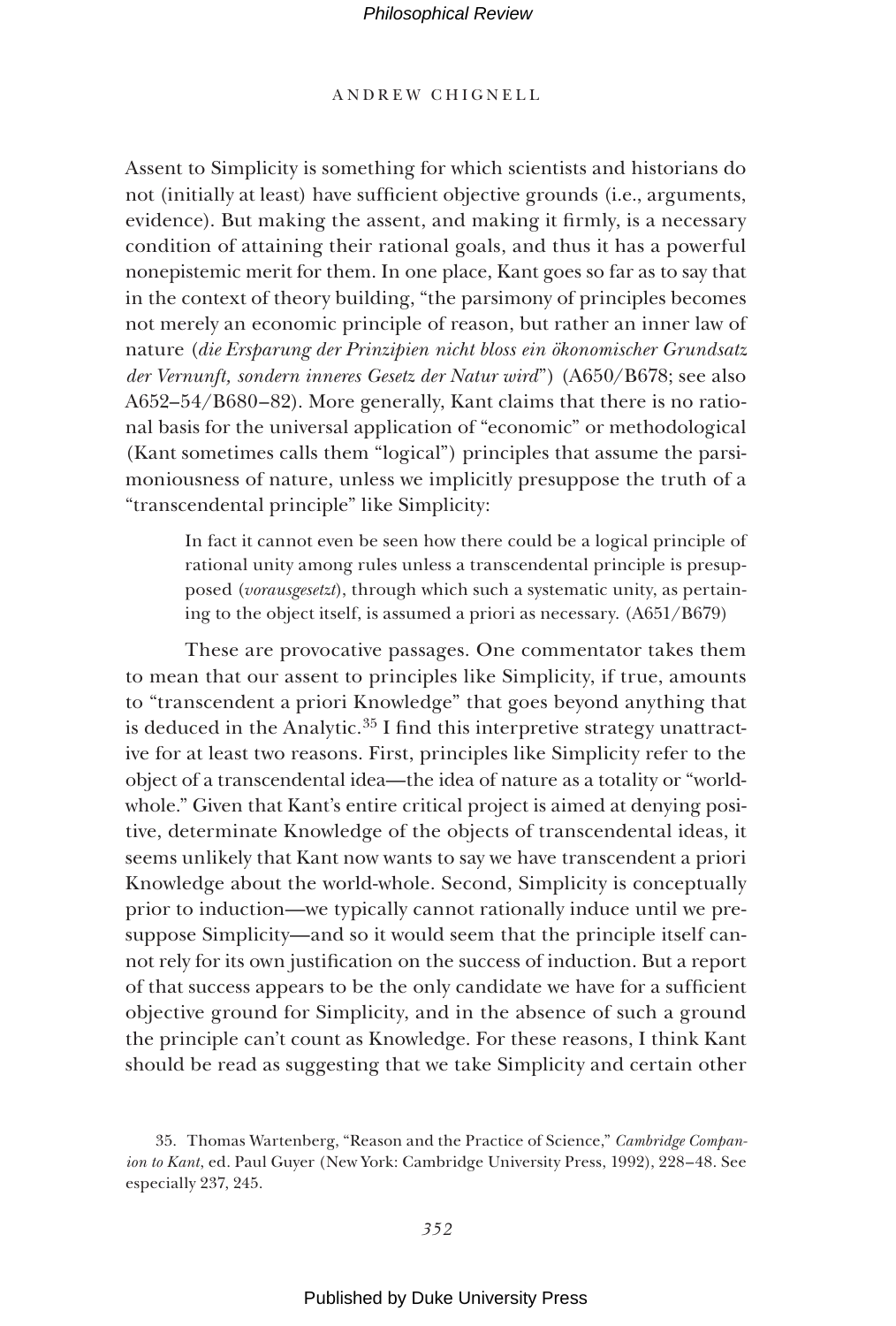Assent to Simplicity is something for which scientists and historians do not (initially at least) have sufficient objective grounds (i.e., arguments, evidence). But making the assent, and making it firmly, is a necessary condition of attaining their rational goals, and thus it has a powerful nonepistemic merit for them. In one place, Kant goes so far as to say that in the context of theory building, "the parsimony of principles becomes not merely an economic principle of reason, but rather an inner law of nature (*die Ersparung der Prinzipien nicht bloss ein ökonomischer Grundsatz der Vernunft, sondern inneres Gesetz der Natur wird*") (A650/B678; see also A652–54/B680–82). More generally, Kant claims that there is no rational basis for the universal application of "economic" or methodological (Kant sometimes calls them "logical") principles that assume the parsimoniousness of nature, unless we implicitly presuppose the truth of a "transcendental principle" like Simplicity:

> In fact it cannot even be seen how there could be a logical principle of rational unity among rules unless a transcendental principle is presupposed (*vorausgesetzt*), through which such a systematic unity, as pertaining to the object itself, is assumed a priori as necessary. (A651/B679)

These are provocative passages. One commentator takes them to mean that our assent to principles like Simplicity, if true, amounts to "transcendent a priori Knowledge" that goes beyond anything that is deduced in the Analytic.[35] I find this interpretive strategy unattractive for at least two reasons. First, principles like Simplicity refer to the object of a transcendental idea—the idea of nature as a totality or "world-whole." Given that Kant's entire critical project is aimed at denying positive, determinate Knowledge of the objects of transcendental ideas, it seems unlikely that Kant now wants to say we have transcendent a priori Knowledge about the world-whole. Second, Simplicity is conceptually prior to induction—we typically cannot rationally induce until we presuppose Simplicity—and so it would seem that the principle itself cannot rely for its own justification on the success of induction. But a report of that success appears to be the only candidate we have for a sufficient objective ground for Simplicity, and in the absence of such a ground the principle can't count as Knowledge. For these reasons, I think Kant should be read as suggesting that we take Simplicity and certain other

35. Thomas Wartenberg, "Reason and the Practice of Science," *Cambridge Companion to Kant*, ed. Paul Guyer (New York: Cambridge University Press, 1992), 228–48. See especially 237, 245.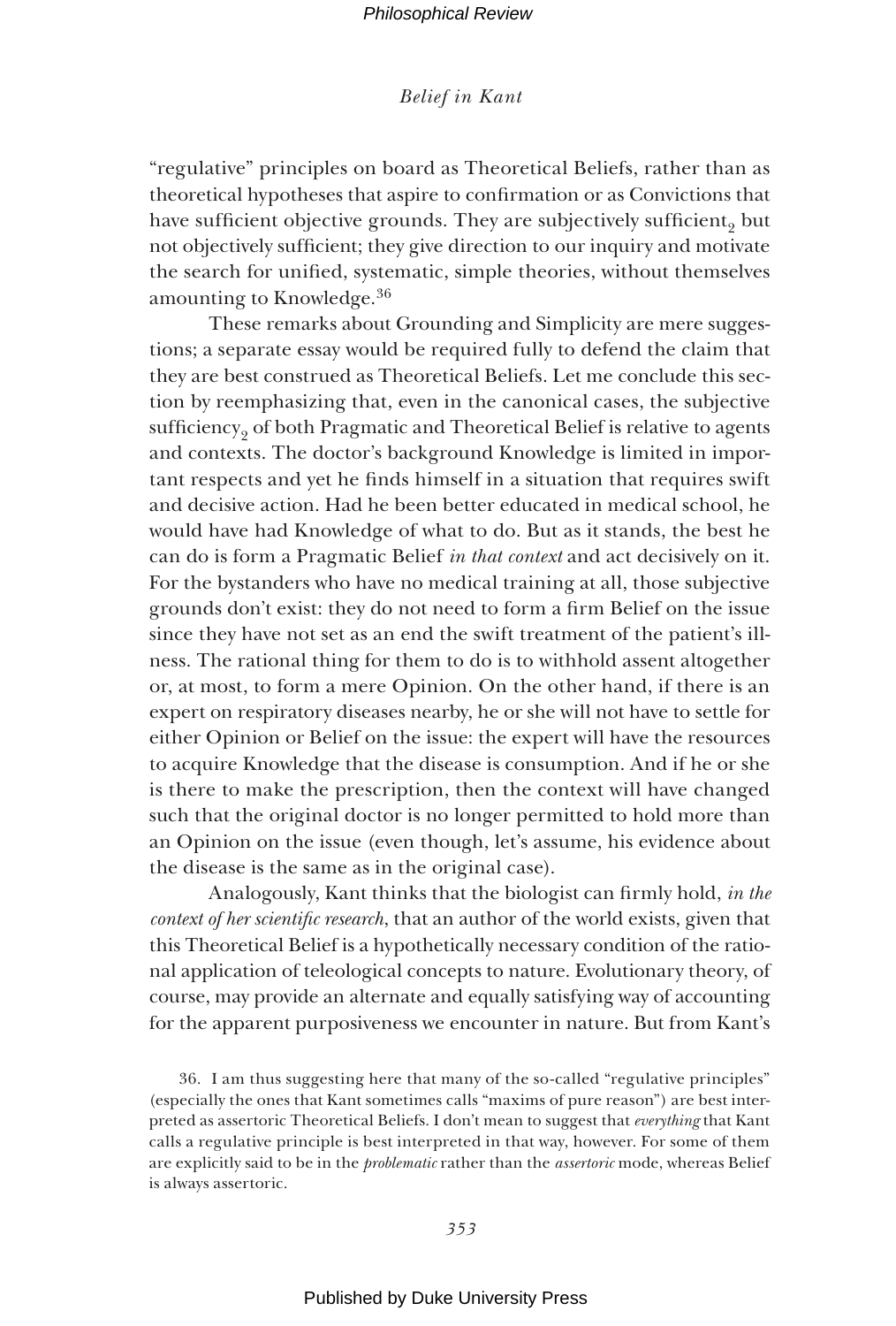"regulative" principles on board as Theoretical Beliefs, rather than as theoretical hypotheses that aspire to confirmation or as Convictions that have sufficient objective grounds. They are subjectively sufficient$_2$ but not objectively sufficient; they give direction to our inquiry and motivate the search for unified, systematic, simple theories, without themselves amounting to Knowledge.[36]

These remarks about Grounding and Simplicity are mere suggestions; a separate essay would be required fully to defend the claim that they are best construed as Theoretical Beliefs. Let me conclude this section by reemphasizing that, even in the canonical cases, the subjective sufficiency$_2$ of both Pragmatic and Theoretical Belief is relative to agents and contexts. The doctor's background Knowledge is limited in important respects and yet he finds himself in a situation that requires swift and decisive action. Had he been better educated in medical school, he would have had Knowledge of what to do. But as it stands, the best he can do is form a Pragmatic Belief *in that context* and act decisively on it. For the bystanders who have no medical training at all, those subjective grounds don't exist: they do not need to form a firm Belief on the issue since they have not set as an end the swift treatment of the patient's illness. The rational thing for them to do is to withhold assent altogether or, at most, to form a mere Opinion. On the other hand, if there is an expert on respiratory diseases nearby, he or she will not have to settle for either Opinion or Belief on the issue: the expert will have the resources to acquire Knowledge that the disease is consumption. And if he or she is there to make the prescription, then the context will have changed such that the original doctor is no longer permitted to hold more than an Opinion on the issue (even though, let's assume, his evidence about the disease is the same as in the original case).

Analogously, Kant thinks that the biologist can firmly hold, *in the context of her scientific research*, that an author of the world exists, given that this Theoretical Belief is a hypothetically necessary condition of the rational application of teleological concepts to nature. Evolutionary theory, of course, may provide an alternate and equally satisfying way of accounting for the apparent purposiveness we encounter in nature. But from Kant's

36. I am thus suggesting here that many of the so-called "regulative principles" (especially the ones that Kant sometimes calls "maxims of pure reason") are best interpreted as assertoric Theoretical Beliefs. I don't mean to suggest that *everything* that Kant calls a regulative principle is best interpreted in that way, however. For some of them are explicitly said to be in the *problematic* rather than the *assertoric* mode, whereas Belief is always assertoric.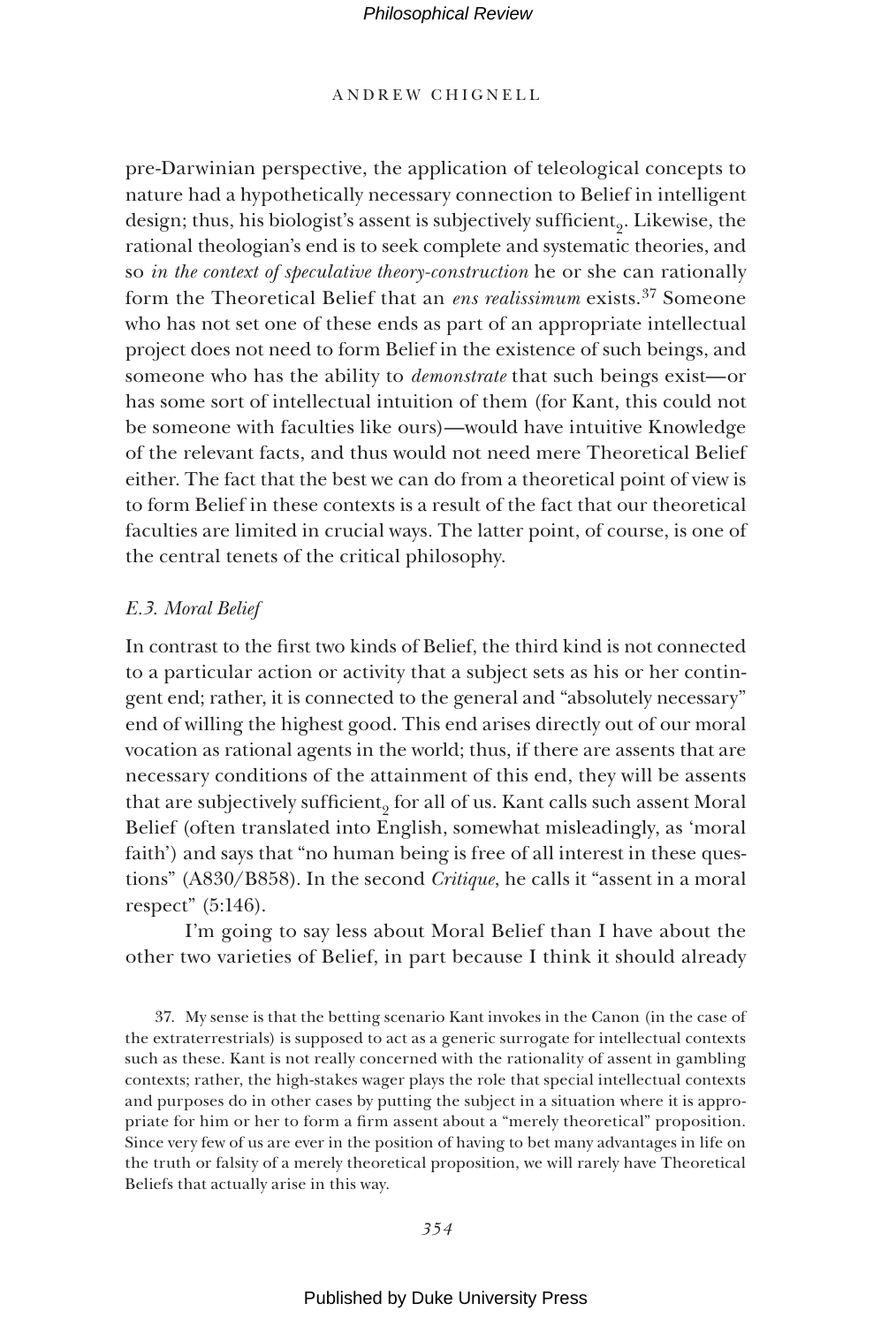pre-Darwinian perspective, the application of teleological concepts to nature had a hypothetically necessary connection to Belief in intelligent design; thus, his biologist's assent is subjectively sufficient$_2$. Likewise, the rational theologian's end is to seek complete and systematic theories, and so *in the context of speculative theory-construction* he or she can rationally form the Theoretical Belief that an *ens realissimum* exists.[37] Someone who has not set one of these ends as part of an appropriate intellectual project does not need to form Belief in the existence of such beings, and someone who has the ability to *demonstrate* that such beings exist—or has some sort of intellectual intuition of them (for Kant, this could not be someone with faculties like ours)—would have intuitive Knowledge of the relevant facts, and thus would not need mere Theoretical Belief either. The fact that the best we can do from a theoretical point of view is to form Belief in these contexts is a result of the fact that our theoretical faculties are limited in crucial ways. The latter point, of course, is one of the central tenets of the critical philosophy.

### *E.3. Moral Belief*

In contrast to the first two kinds of Belief, the third kind is not connected to a particular action or activity that a subject sets as his or her contingent end; rather, it is connected to the general and "absolutely necessary" end of willing the highest good. This end arises directly out of our moral vocation as rational agents in the world; thus, if there are assents that are necessary conditions of the attainment of this end, they will be assents that are subjectively sufficient$_2$ for all of us. Kant calls such assent Moral Belief (often translated into English, somewhat misleadingly, as 'moral faith') and says that "no human being is free of all interest in these questions" (A830/B858). In the second *Critique*, he calls it "assent in a moral respect" (5:146).

I'm going to say less about Moral Belief than I have about the other two varieties of Belief, in part because I think it should already

37. My sense is that the betting scenario Kant invokes in the Canon (in the case of the extraterrestrials) is supposed to act as a generic surrogate for intellectual contexts such as these. Kant is not really concerned with the rationality of assent in gambling contexts; rather, the high-stakes wager plays the role that special intellectual contexts and purposes do in other cases by putting the subject in a situation where it is appropriate for him or her to form a firm assent about a "merely theoretical" proposition. Since very few of us are ever in the position of having to bet many advantages in life on the truth or falsity of a merely theoretical proposition, we will rarely have Theoretical Beliefs that actually arise in this way.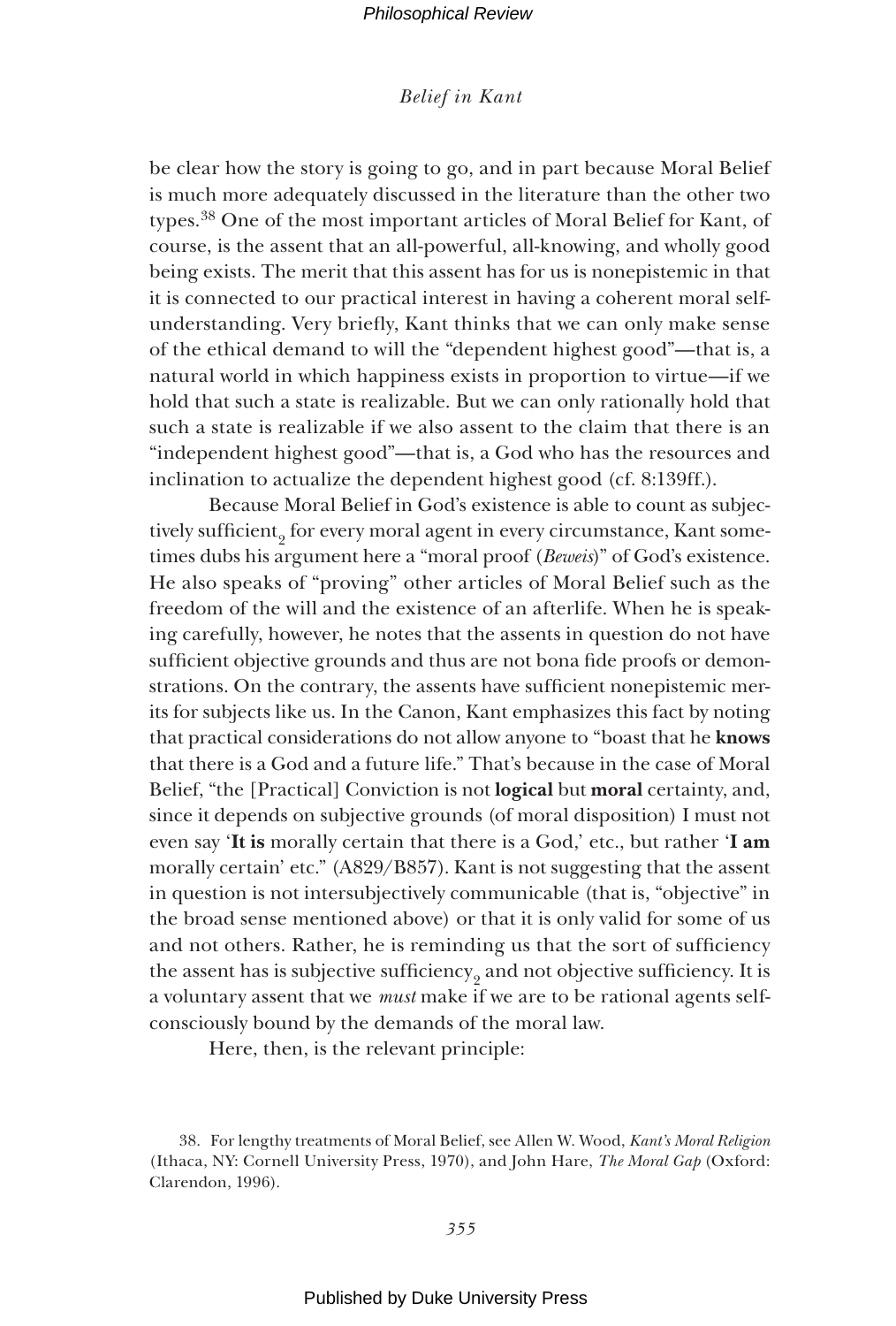be clear how the story is going to go, and in part because Moral Belief is much more adequately discussed in the literature than the other two types.[38] One of the most important articles of Moral Belief for Kant, of course, is the assent that an all-powerful, all-knowing, and wholly good being exists. The merit that this assent has for us is nonepistemic in that it is connected to our practical interest in having a coherent moral self-understanding. Very briefly, Kant thinks that we can only make sense of the ethical demand to will the "dependent highest good"—that is, a natural world in which happiness exists in proportion to virtue—if we hold that such a state is realizable. But we can only rationally hold that such a state is realizable if we also assent to the claim that there is an "independent highest good"—that is, a God who has the resources and inclination to actualize the dependent highest good (cf. 8:139ff.).

Because Moral Belief in God's existence is able to count as subjectively sufficient$_2$ for every moral agent in every circumstance, Kant sometimes dubs his argument here a "moral proof (*Beweis*)" of God's existence. He also speaks of "proving" other articles of Moral Belief such as the freedom of the will and the existence of an afterlife. When he is speaking carefully, however, he notes that the assents in question do not have sufficient objective grounds and thus are not bona fide proofs or demonstrations. On the contrary, the assents have sufficient nonepistemic merits for subjects like us. In the Canon, Kant emphasizes this fact by noting that practical considerations do not allow anyone to "boast that he **knows** that there is a God and a future life." That's because in the case of Moral Belief, "the [Practical] Conviction is not **logical** but **moral** certainty, and, since it depends on subjective grounds (of moral disposition) I must not even say '**It is** morally certain that there is a God,' etc., but rather '**I am** morally certain' etc." (A829/B857). Kant is not suggesting that the assent in question is not intersubjectively communicable (that is, "objective" in the broad sense mentioned above) or that it is only valid for some of us and not others. Rather, he is reminding us that the sort of sufficiency the assent has is subjective sufficiency$_2$ and not objective sufficiency. It is a voluntary assent that we *must* make if we are to be rational agents self-consciously bound by the demands of the moral law.

Here, then, is the relevant principle:

38. For lengthy treatments of Moral Belief, see Allen W. Wood, *Kant's Moral Religion* (Ithaca, NY: Cornell University Press, 1970), and John Hare, *The Moral Gap* (Oxford: Clarendon, 1996).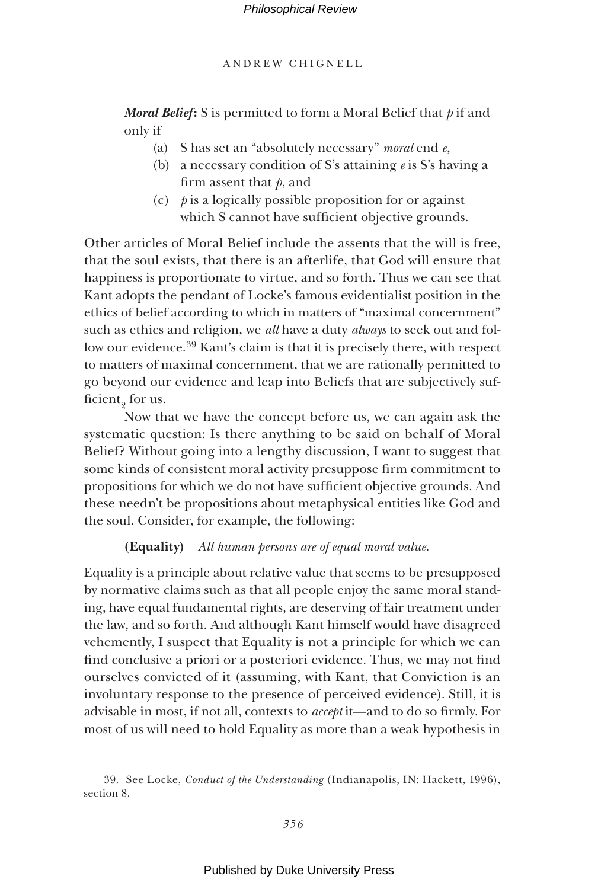***Moral Belief*****:** S is permitted to form a Moral Belief that *p* if and only if

(a) S has set an "absolutely necessary" *moral* end *e*,

(b) a necessary condition of S's attaining *e* is S's having a firm assent that *p*, and

(c) *p* is a logically possible proposition for or against which S cannot have sufficient objective grounds.

Other articles of Moral Belief include the assents that the will is free, that the soul exists, that there is an afterlife, that God will ensure that happiness is proportionate to virtue, and so forth. Thus we can see that Kant adopts the pendant of Locke's famous evidentialist position in the ethics of belief according to which in matters of "maximal concernment" such as ethics and religion, we *all* have a duty *always* to seek out and follow our evidence.[39] Kant's claim is that it is precisely there, with respect to matters of maximal concernment, that we are rationally permitted to go beyond our evidence and leap into Beliefs that are subjectively sufficient$_2$ for us.

Now that we have the concept before us, we can again ask the systematic question: Is there anything to be said on behalf of Moral Belief? Without going into a lengthy discussion, I want to suggest that some kinds of consistent moral activity presuppose firm commitment to propositions for which we do not have sufficient objective grounds. And these needn't be propositions about metaphysical entities like God and the soul. Consider, for example, the following:

**(Equality)** *All human persons are of equal moral value.*

Equality is a principle about relative value that seems to be presupposed by normative claims such as that all people enjoy the same moral standing, have equal fundamental rights, are deserving of fair treatment under the law, and so forth. And although Kant himself would have disagreed vehemently, I suspect that Equality is not a principle for which we can find conclusive a priori or a posteriori evidence. Thus, we may not find ourselves convicted of it (assuming, with Kant, that Conviction is an involuntary response to the presence of perceived evidence). Still, it is advisable in most, if not all, contexts to *accept* it—and to do so firmly. For most of us will need to hold Equality as more than a weak hypothesis in

39. See Locke, *Conduct of the Understanding* (Indianapolis, IN: Hackett, 1996), section 8.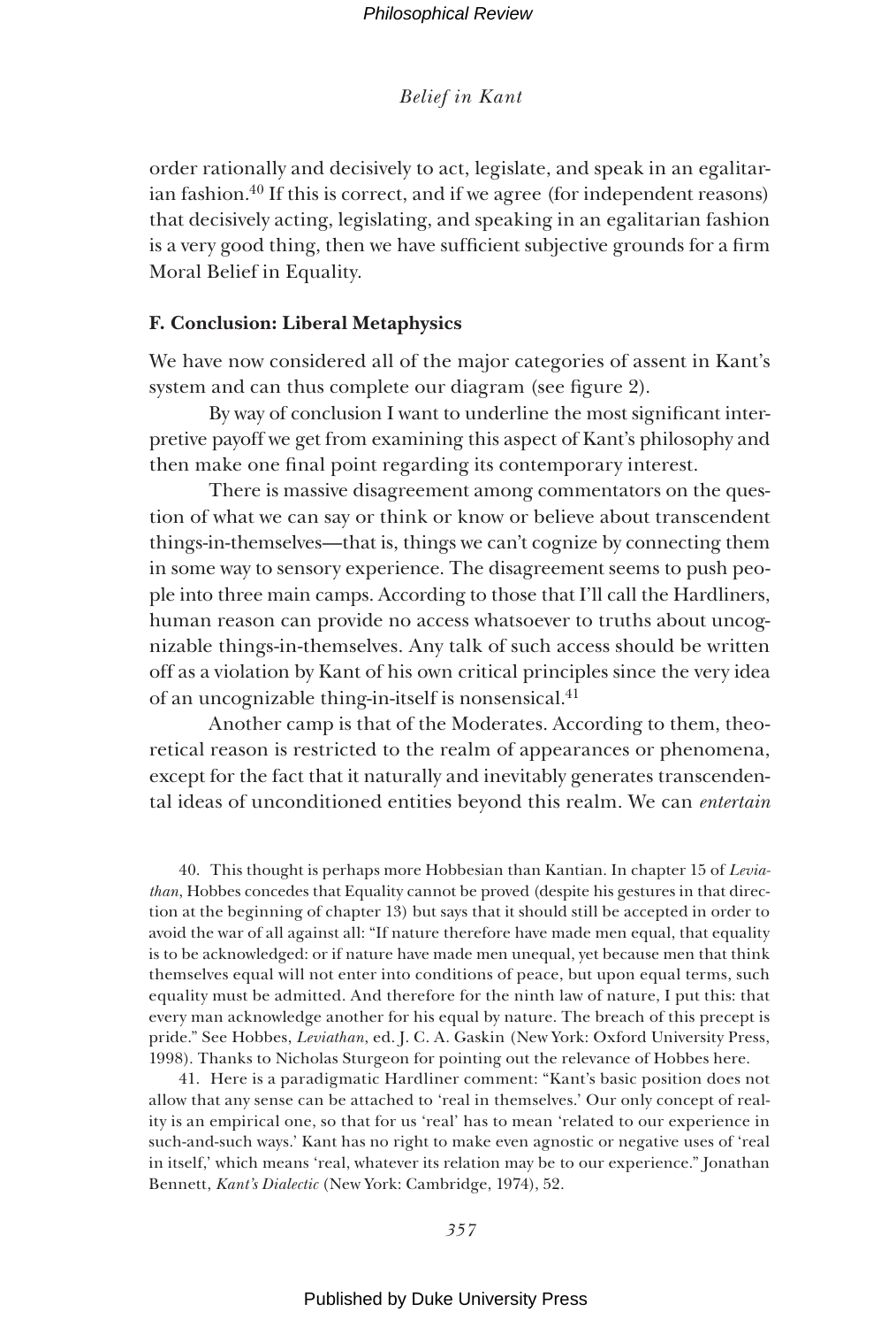order rationally and decisively to act, legislate, and speak in an egalitarian fashion.[40] If this is correct, and if we agree (for independent reasons) that decisively acting, legislating, and speaking in an egalitarian fashion is a very good thing, then we have sufficient subjective grounds for a firm Moral Belief in Equality.

### F. Conclusion: Liberal Metaphysics

We have now considered all of the major categories of assent in Kant's system and can thus complete our diagram (see figure 2).

By way of conclusion I want to underline the most significant interpretive payoff we get from examining this aspect of Kant's philosophy and then make one final point regarding its contemporary interest.

There is massive disagreement among commentators on the question of what we can say or think or know or believe about transcendent things-in-themselves—that is, things we can't cognize by connecting them in some way to sensory experience. The disagreement seems to push people into three main camps. According to those that I'll call the Hardliners, human reason can provide no access whatsoever to truths about uncognizable things-in-themselves. Any talk of such access should be written off as a violation by Kant of his own critical principles since the very idea of an uncognizable thing-in-itself is nonsensical.[41]

Another camp is that of the Moderates. According to them, theoretical reason is restricted to the realm of appearances or phenomena, except for the fact that it naturally and inevitably generates transcendental ideas of unconditioned entities beyond this realm. We can *entertain*

40. This thought is perhaps more Hobbesian than Kantian. In chapter 15 of *Leviathan*, Hobbes concedes that Equality cannot be proved (despite his gestures in that direction at the beginning of chapter 13) but says that it should still be accepted in order to avoid the war of all against all: "If nature therefore have made men equal, that equality is to be acknowledged: or if nature have made men unequal, yet because men that think themselves equal will not enter into conditions of peace, but upon equal terms, such equality must be admitted. And therefore for the ninth law of nature, I put this: that every man acknowledge another for his equal by nature. The breach of this precept is pride." See Hobbes, *Leviathan*, ed. J. C. A. Gaskin (New York: Oxford University Press, 1998). Thanks to Nicholas Sturgeon for pointing out the relevance of Hobbes here.

41. Here is a paradigmatic Hardliner comment: "Kant's basic position does not allow that any sense can be attached to 'real in themselves.' Our only concept of reality is an empirical one, so that for us 'real' has to mean 'related to our experience in such-and-such ways.' Kant has no right to make even agnostic or negative uses of 'real in itself,' which means 'real, whatever its relation may be to our experience." Jonathan Bennett, *Kant's Dialectic* (New York: Cambridge, 1974), 52.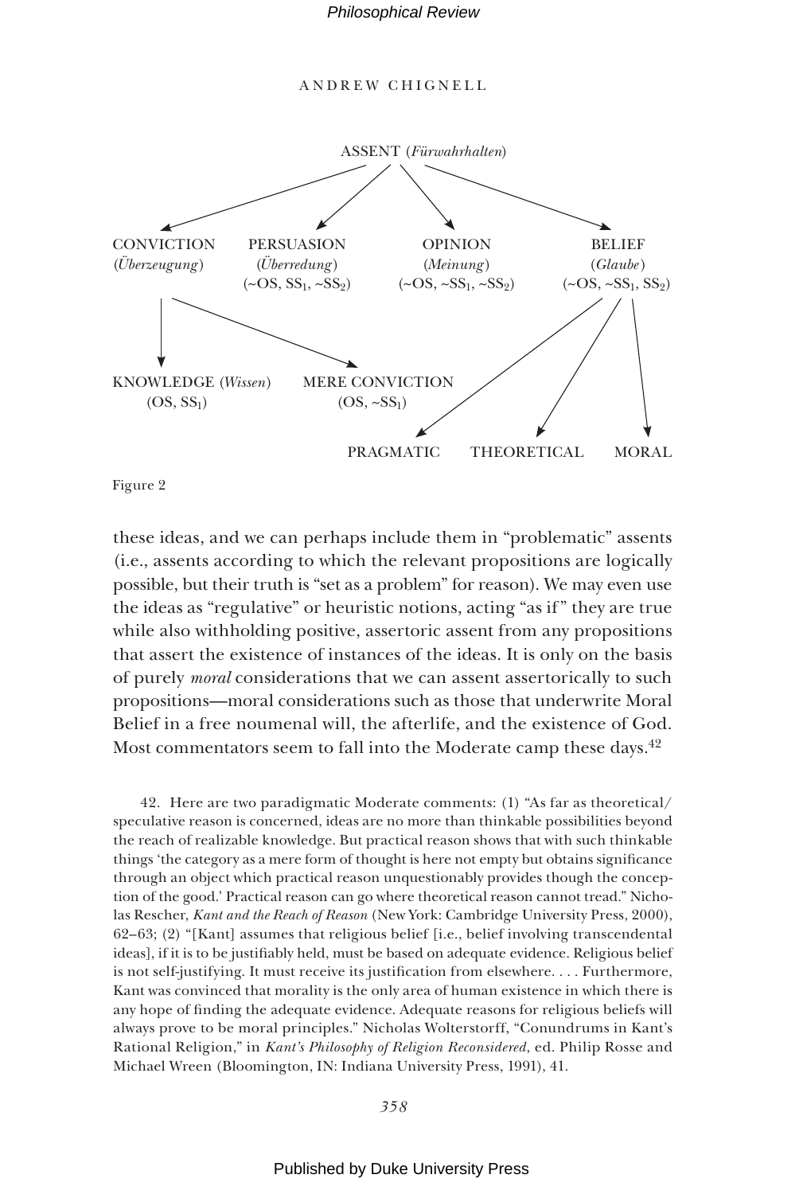ASSENT (*Fürwahrhalten*)

- CONVICTION (*Überzeugung*)
  - KNOWLEDGE (*Wissen*) (OS, $SS_1$)
  - MERE CONVICTION (OS, $\sim SS_1$)
- PERSUASION (*Überredung*) ($\sim$OS, $SS_1$, $\sim SS_2$)
- OPINION (*Meinung*) ($\sim$OS, $\sim SS_1$, $\sim SS_2$)
- BELIEF (*Glaube*) ($\sim$OS, $\sim SS_1$, $SS_2$)
  - PRAGMATIC
  - THEORETICAL
  - MORAL

Figure 2

these ideas, and we can perhaps include them in "problematic" assents (i.e., assents according to which the relevant propositions are logically possible, but their truth is "set as a problem" for reason). We may even use the ideas as "regulative" or heuristic notions, acting "as if" they are true while also withholding positive, assertoric assent from any propositions that assert the existence of instances of the ideas. It is only on the basis of purely *moral* considerations that we can assent assertorically to such propositions—moral considerations such as those that underwrite Moral Belief in a free noumenal will, the afterlife, and the existence of God. Most commentators seem to fall into the Moderate camp these days.[42]

42. Here are two paradigmatic Moderate comments: (1) "As far as theoretical/speculative reason is concerned, ideas are no more than thinkable possibilities beyond the reach of realizable knowledge. But practical reason shows that with such thinkable things 'the category as a mere form of thought is here not empty but obtains significance through an object which practical reason unquestionably provides though the conception of the good.' Practical reason can go where theoretical reason cannot tread." Nicholas Rescher, *Kant and the Reach of Reason* (New York: Cambridge University Press, 2000), 62–63; (2) "[Kant] assumes that religious belief [i.e., belief involving transcendental ideas], if it is to be justifiably held, must be based on adequate evidence. Religious belief is not self-justifying. It must receive its justification from elsewhere. . . . Furthermore, Kant was convinced that morality is the only area of human existence in which there is any hope of finding the adequate evidence. Adequate reasons for religious beliefs will always prove to be moral principles." Nicholas Wolterstorff, "Conundrums in Kant's Rational Religion," in *Kant's Philosophy of Religion Reconsidered*, ed. Philip Rosse and Michael Wreen (Bloomington, IN: Indiana University Press, 1991), 41.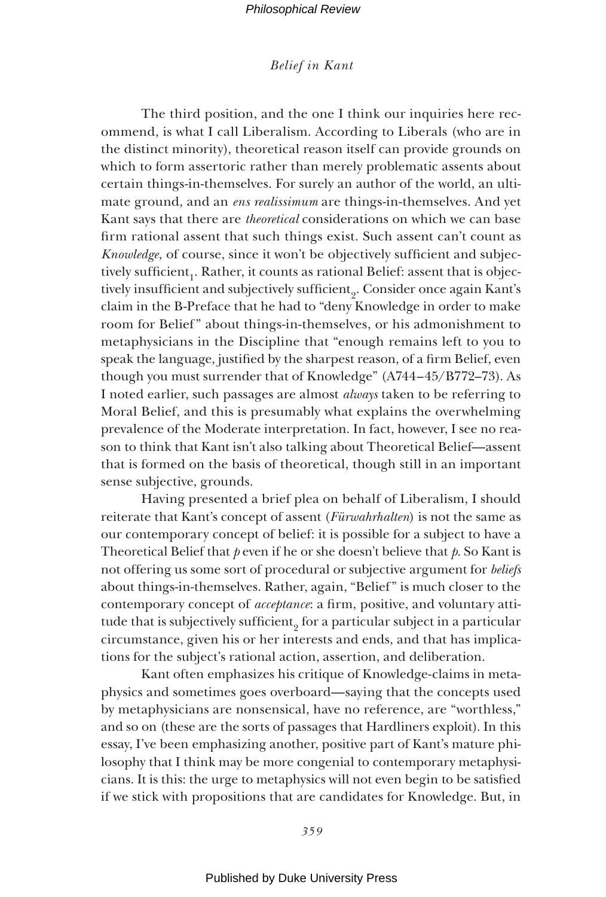The third position, and the one I think our inquiries here recommend, is what I call Liberalism. According to Liberals (who are in the distinct minority), theoretical reason itself can provide grounds on which to form assertoric rather than merely problematic assents about certain things-in-themselves. For surely an author of the world, an ultimate ground, and an *ens realissimum* are things-in-themselves. And yet Kant says that there are *theoretical* considerations on which we can base firm rational assent that such things exist. Such assent can't count as *Knowledge*, of course, since it won't be objectively sufficient and subjectively sufficient$_1$. Rather, it counts as rational Belief: assent that is objectively insufficient and subjectively sufficient$_2$. Consider once again Kant's claim in the B-Preface that he had to "deny Knowledge in order to make room for Belief" about things-in-themselves, or his admonishment to metaphysicians in the Discipline that "enough remains left to you to speak the language, justified by the sharpest reason, of a firm Belief, even though you must surrender that of Knowledge" (A744–45/B772–73). As I noted earlier, such passages are almost *always* taken to be referring to Moral Belief, and this is presumably what explains the overwhelming prevalence of the Moderate interpretation. In fact, however, I see no reason to think that Kant isn't also talking about Theoretical Belief—assent that is formed on the basis of theoretical, though still in an important sense subjective, grounds.

Having presented a brief plea on behalf of Liberalism, I should reiterate that Kant's concept of assent (*Fürwahrhalten*) is not the same as our contemporary concept of belief: it is possible for a subject to have a Theoretical Belief that *p* even if he or she doesn't believe that *p*. So Kant is not offering us some sort of procedural or subjective argument for *beliefs* about things-in-themselves. Rather, again, "Belief" is much closer to the contemporary concept of *acceptance*: a firm, positive, and voluntary attitude that is subjectively sufficient$_2$ for a particular subject in a particular circumstance, given his or her interests and ends, and that has implications for the subject's rational action, assertion, and deliberation.

Kant often emphasizes his critique of Knowledge-claims in metaphysics and sometimes goes overboard—saying that the concepts used by metaphysicians are nonsensical, have no reference, are "worthless," and so on (these are the sorts of passages that Hardliners exploit). In this essay, I've been emphasizing another, positive part of Kant's mature philosophy that I think may be more congenial to contemporary metaphysicians. It is this: the urge to metaphysics will not even begin to be satisfied if we stick with propositions that are candidates for Knowledge. But, in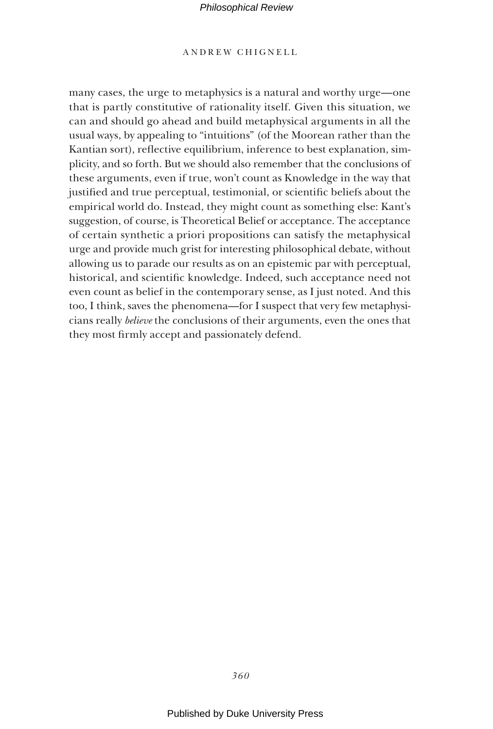many cases, the urge to metaphysics is a natural and worthy urge—one that is partly constitutive of rationality itself. Given this situation, we can and should go ahead and build metaphysical arguments in all the usual ways, by appealing to "intuitions" (of the Moorean rather than the Kantian sort), reflective equilibrium, inference to best explanation, simplicity, and so forth. But we should also remember that the conclusions of these arguments, even if true, won't count as Knowledge in the way that justified and true perceptual, testimonial, or scientific beliefs about the empirical world do. Instead, they might count as something else: Kant's suggestion, of course, is Theoretical Belief or acceptance. The acceptance of certain synthetic a priori propositions can satisfy the metaphysical urge and provide much grist for interesting philosophical debate, without allowing us to parade our results as on an epistemic par with perceptual, historical, and scientific knowledge. Indeed, such acceptance need not even count as belief in the contemporary sense, as I just noted. And this too, I think, saves the phenomena—for I suspect that very few metaphysicians really *believe* the conclusions of their arguments, even the ones that they most firmly accept and passionately defend.